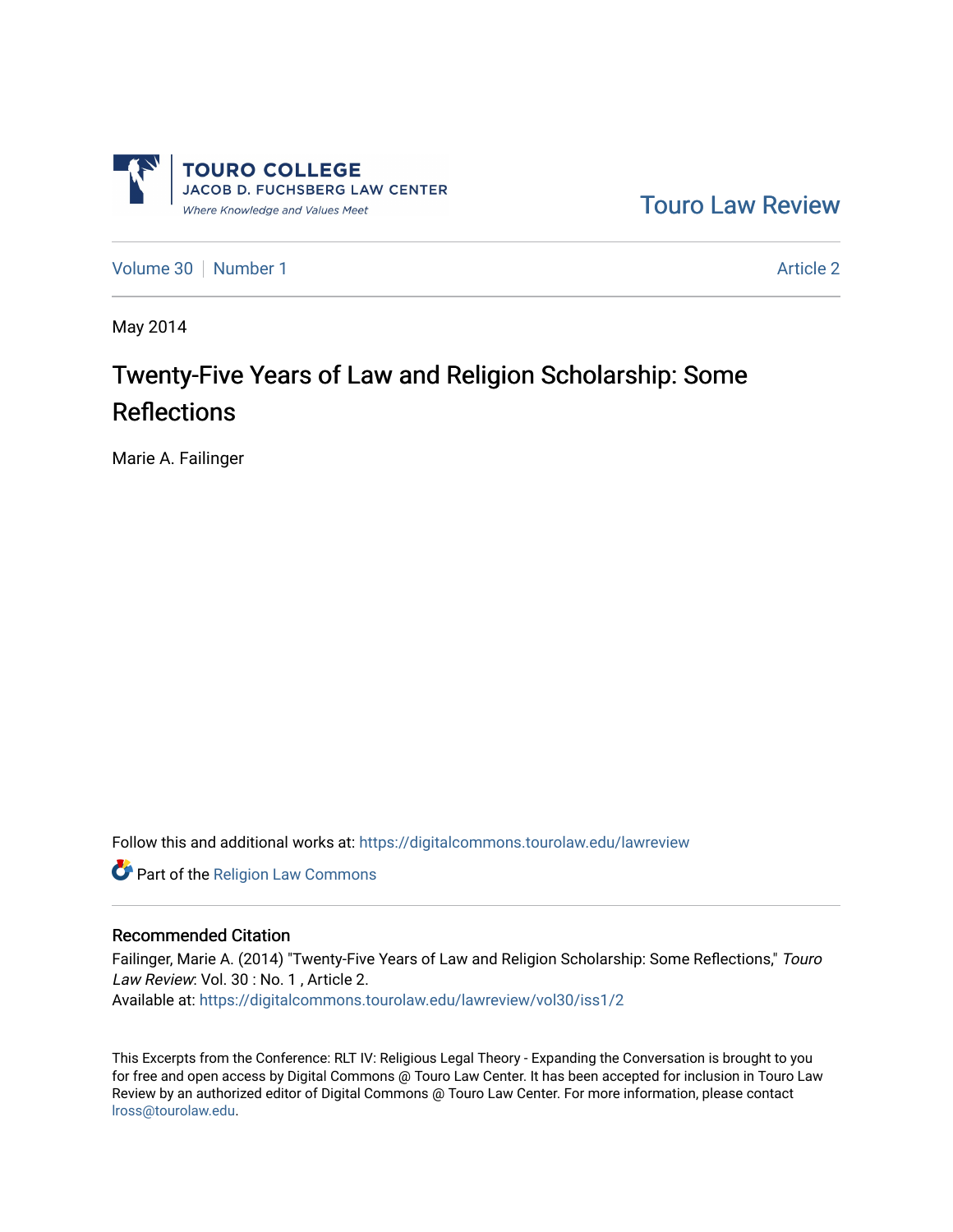TOURO COLLEGE
JACOB D. FUCHSBERG LAW CENTER
*Where Knowledge and Values Meet*

Touro Law Review

Volume 30 | Number 1 | Article 2

May 2014

# Twenty-Five Years of Law and Religion Scholarship: Some Reflections

Marie A. Failinger

Follow this and additional works at: https://digitalcommons.tourolaw.edu/lawreview

Part of the Religion Law Commons

## Recommended Citation

Failinger, Marie A. (2014) "Twenty-Five Years of Law and Religion Scholarship: Some Reflections," *Touro Law Review*: Vol. 30 : No. 1 , Article 2.
Available at: https://digitalcommons.tourolaw.edu/lawreview/vol30/iss1/2

This Excerpts from the Conference: RLT IV: Religious Legal Theory - Expanding the Conversation is brought to you for free and open access by Digital Commons @ Touro Law Center. It has been accepted for inclusion in Touro Law Review by an authorized editor of Digital Commons @ Touro Law Center. For more information, please contact lross@tourolaw.edu.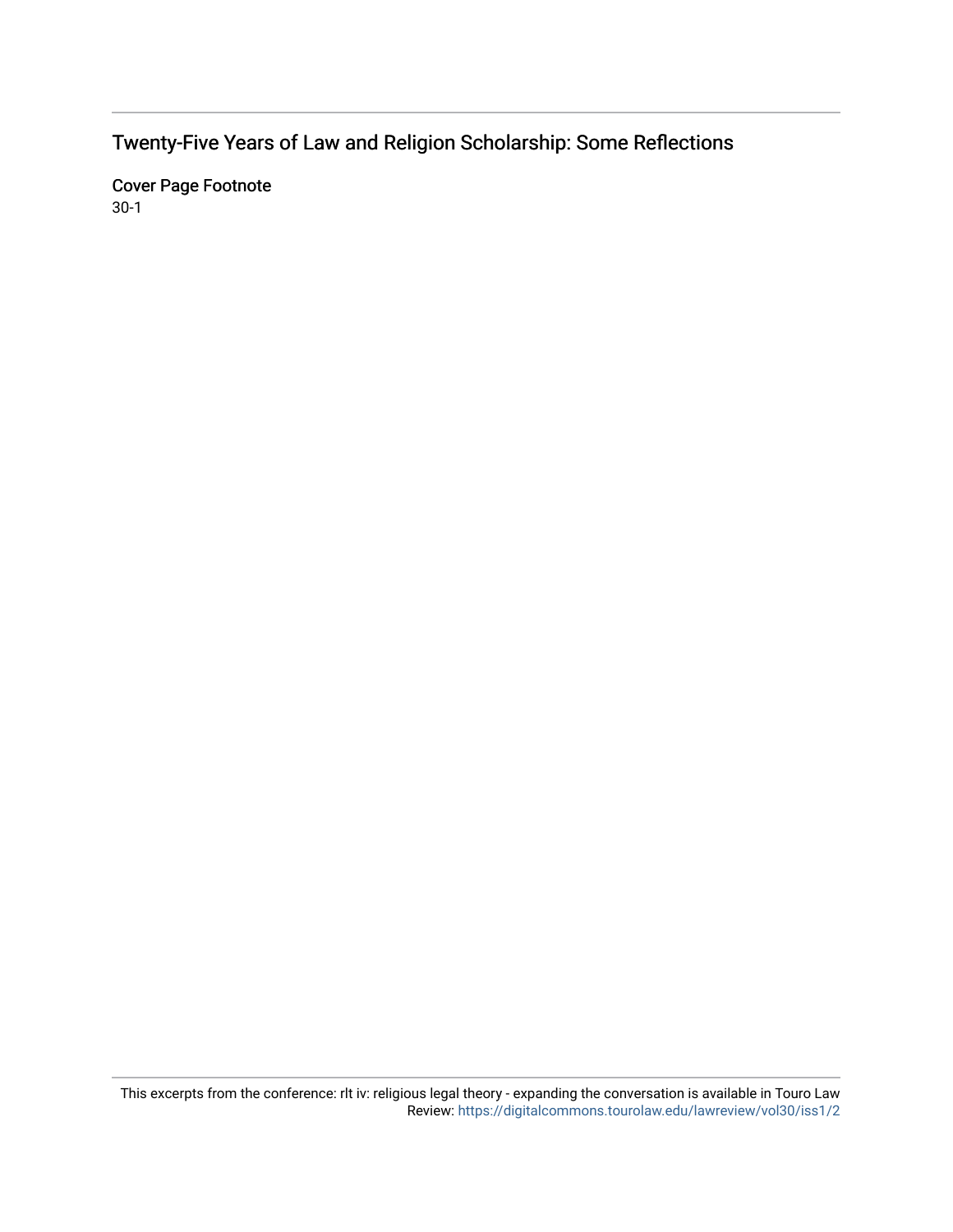# Twenty-Five Years of Law and Religion Scholarship: Some Reflections

## Cover Page Footnote

30-1

This excerpts from the conference: rlt iv: religious legal theory - expanding the conversation is available in Touro Law Review: https://digitalcommons.tourolaw.edu/lawreview/vol30/iss1/2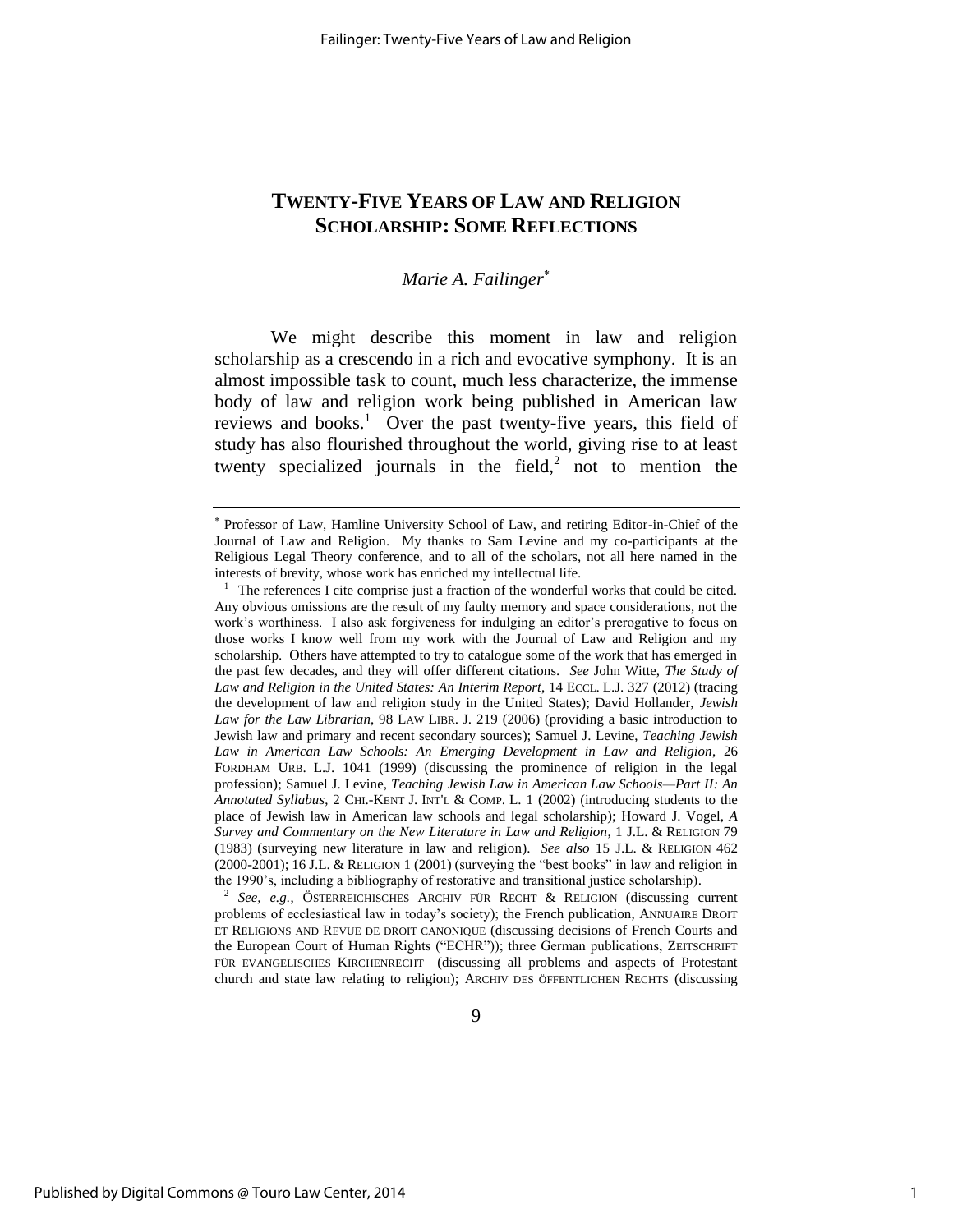# TWENTY-FIVE YEARS OF LAW AND RELIGION SCHOLARSHIP: SOME REFLECTIONS

*Marie A. Failinger*[*]

We might describe this moment in law and religion scholarship as a crescendo in a rich and evocative symphony. It is an almost impossible task to count, much less characterize, the immense body of law and religion work being published in American law reviews and books.[1] Over the past twenty-five years, this field of study has also flourished throughout the world, giving rise to at least twenty specialized journals in the field,[2] not to mention the

---

[*] Professor of Law, Hamline University School of Law, and retiring Editor-in-Chief of the Journal of Law and Religion. My thanks to Sam Levine and my co-participants at the Religious Legal Theory conference, and to all of the scholars, not all here named in the interests of brevity, whose work has enriched my intellectual life.

[1] The references I cite comprise just a fraction of the wonderful works that could be cited. Any obvious omissions are the result of my faulty memory and space considerations, not the work's worthiness. I also ask forgiveness for indulging an editor's prerogative to focus on those works I know well from my work with the Journal of Law and Religion and my scholarship. Others have attempted to try to catalogue some of the work that has emerged in the past few decades, and they will offer different citations. *See* John Witte, *The Study of Law and Religion in the United States: An Interim Report*, 14 ECCL. L.J. 327 (2012) (tracing the development of law and religion study in the United States); David Hollander, *Jewish Law for the Law Librarian*, 98 LAW LIBR. J. 219 (2006) (providing a basic introduction to Jewish law and primary and recent secondary sources); Samuel J. Levine, *Teaching Jewish Law in American Law Schools: An Emerging Development in Law and Religion*, 26 FORDHAM URB. L.J. 1041 (1999) (discussing the prominence of religion in the legal profession); Samuel J. Levine, *Teaching Jewish Law in American Law Schools—Part II: An Annotated Syllabus*, 2 CHI.-KENT J. INT'L & COMP. L. 1 (2002) (introducing students to the place of Jewish law in American law schools and legal scholarship); Howard J. Vogel, *A Survey and Commentary on the New Literature in Law and Religion*, 1 J.L. & RELIGION 79 (1983) (surveying new literature in law and religion). *See also* 15 J.L. & RELIGION 462 (2000-2001); 16 J.L. & RELIGION 1 (2001) (surveying the "best books" in law and religion in the 1990's, including a bibliography of restorative and transitional justice scholarship).

[2] *See, e.g.*, ÖSTERREICHISCHES ARCHIV FÜR RECHT & RELIGION (discussing current problems of ecclesiastical law in today's society); the French publication, ANNUAIRE DROIT ET RELIGIONS AND REVUE DE DROIT CANONIQUE (discussing decisions of French Courts and the European Court of Human Rights ("ECHR")); three German publications, ZEITSCHRIFT FÜR EVANGELISCHES KIRCHENRECHT (discussing all problems and aspects of Protestant church and state law relating to religion); ARCHIV DES ÖFFENTLICHEN RECHTS (discussing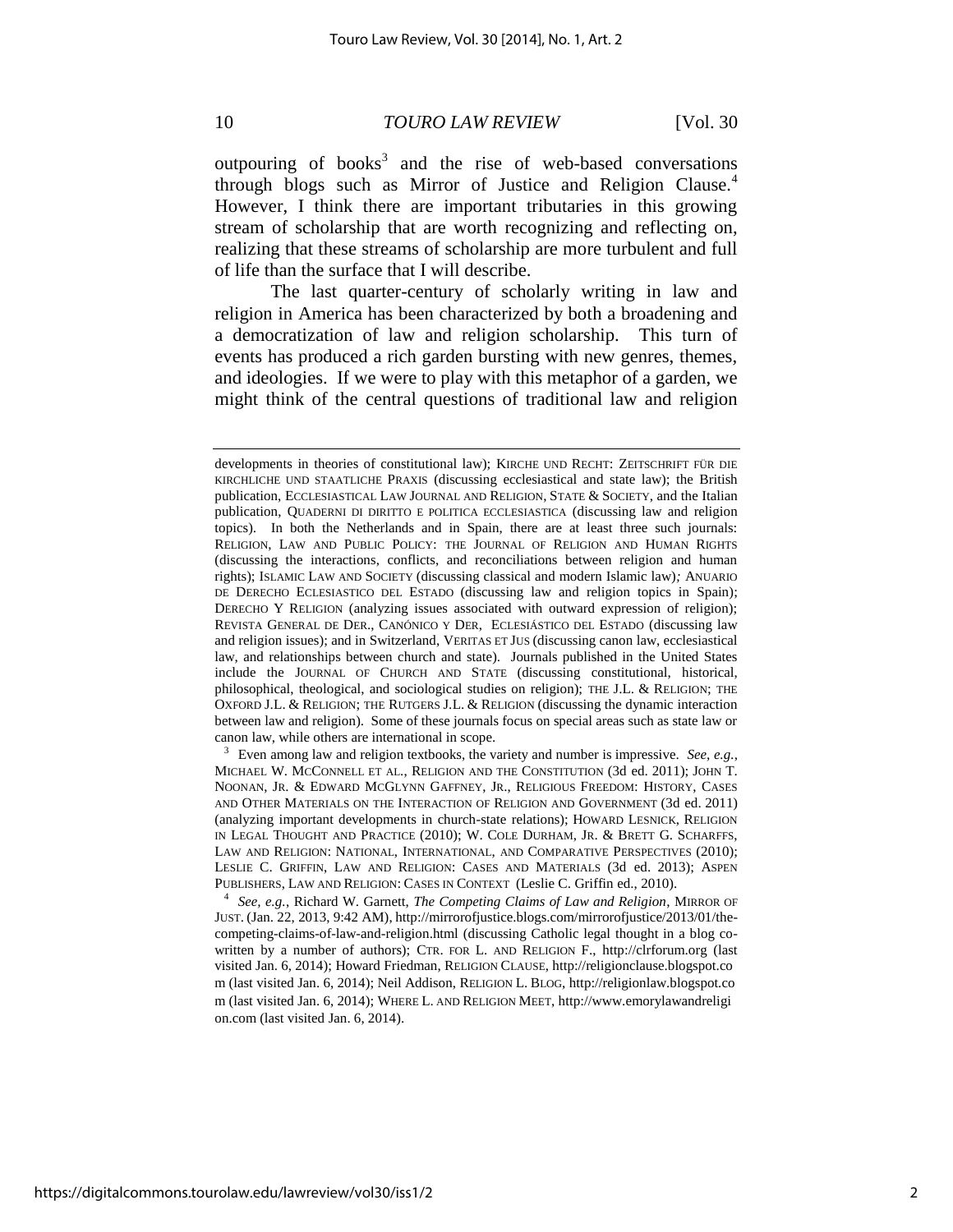outpouring of books[3] and the rise of web-based conversations through blogs such as Mirror of Justice and Religion Clause.[4] However, I think there are important tributaries in this growing stream of scholarship that are worth recognizing and reflecting on, realizing that these streams of scholarship are more turbulent and full of life than the surface that I will describe.

The last quarter-century of scholarly writing in law and religion in America has been characterized by both a broadening and a democratization of law and religion scholarship. This turn of events has produced a rich garden bursting with new genres, themes, and ideologies. If we were to play with this metaphor of a garden, we might think of the central questions of traditional law and religion

---

developments in theories of constitutional law); KIRCHE UND RECHT: ZEITSCHRIFT FÜR DIE KIRCHLICHE UND STAATLICHE PRAXIS (discussing ecclesiastical and state law); the British publication, ECCLESIASTICAL LAW JOURNAL AND RELIGION, STATE & SOCIETY, and the Italian publication, QUADERNI DI DIRITTO E POLITICA ECCLESIASTICA (discussing law and religion topics). In both the Netherlands and in Spain, there are at least three such journals: RELIGION, LAW AND PUBLIC POLICY: THE JOURNAL OF RELIGION AND HUMAN RIGHTS (discussing the interactions, conflicts, and reconciliations between religion and human rights); ISLAMIC LAW AND SOCIETY (discussing classical and modern Islamic law); ANUARIO DE DERECHO ECLESIASTICO DEL ESTADO (discussing law and religion topics in Spain); DERECHO Y RELIGION (analyzing issues associated with outward expression of religion); REVISTA GENERAL DE DER., CANÓNICO Y DER, ECLESIÁSTICO DEL ESTADO (discussing law and religion issues); and in Switzerland, VERITAS ET JUS (discussing canon law, ecclesiastical law, and relationships between church and state). Journals published in the United States include the JOURNAL OF CHURCH AND STATE (discussing constitutional, historical, philosophical, theological, and sociological studies on religion); THE J.L. & RELIGION; THE OXFORD J.L. & RELIGION; THE RUTGERS J.L. & RELIGION (discussing the dynamic interaction between law and religion). Some of these journals focus on special areas such as state law or canon law, while others are international in scope.

[3] Even among law and religion textbooks, the variety and number is impressive. *See, e.g.*, MICHAEL W. MCCONNELL ET AL., RELIGION AND THE CONSTITUTION (3d ed. 2011); JOHN T. NOONAN, JR. & EDWARD MCGLYNN GAFFNEY, JR., RELIGIOUS FREEDOM: HISTORY, CASES AND OTHER MATERIALS ON THE INTERACTION OF RELIGION AND GOVERNMENT (3d ed. 2011) (analyzing important developments in church-state relations); HOWARD LESNICK, RELIGION IN LEGAL THOUGHT AND PRACTICE (2010); W. COLE DURHAM, JR. & BRETT G. SCHARFFS, LAW AND RELIGION: NATIONAL, INTERNATIONAL, AND COMPARATIVE PERSPECTIVES (2010); LESLIE C. GRIFFIN, LAW AND RELIGION: CASES AND MATERIALS (3d ed. 2013); ASPEN PUBLISHERS, LAW AND RELIGION: CASES IN CONTEXT (Leslie C. Griffin ed., 2010).

[4] *See, e.g.*, Richard W. Garnett, *The Competing Claims of Law and Religion*, MIRROR OF JUST. (Jan. 22, 2013, 9:42 AM), http://mirrorofjustice.blogs.com/mirrorofjustice/2013/01/the-competing-claims-of-law-and-religion.html (discussing Catholic legal thought in a blog co-written by a number of authors); CTR. FOR L. AND RELIGION F., http://clrforum.org (last visited Jan. 6, 2014); Howard Friedman, RELIGION CLAUSE, http://religionclause.blogspot.com (last visited Jan. 6, 2014); Neil Addison, RELIGION L. BLOG, http://religionlaw.blogspot.com (last visited Jan. 6, 2014); WHERE L. AND RELIGION MEET, http://www.emorylawandreligion.com (last visited Jan. 6, 2014).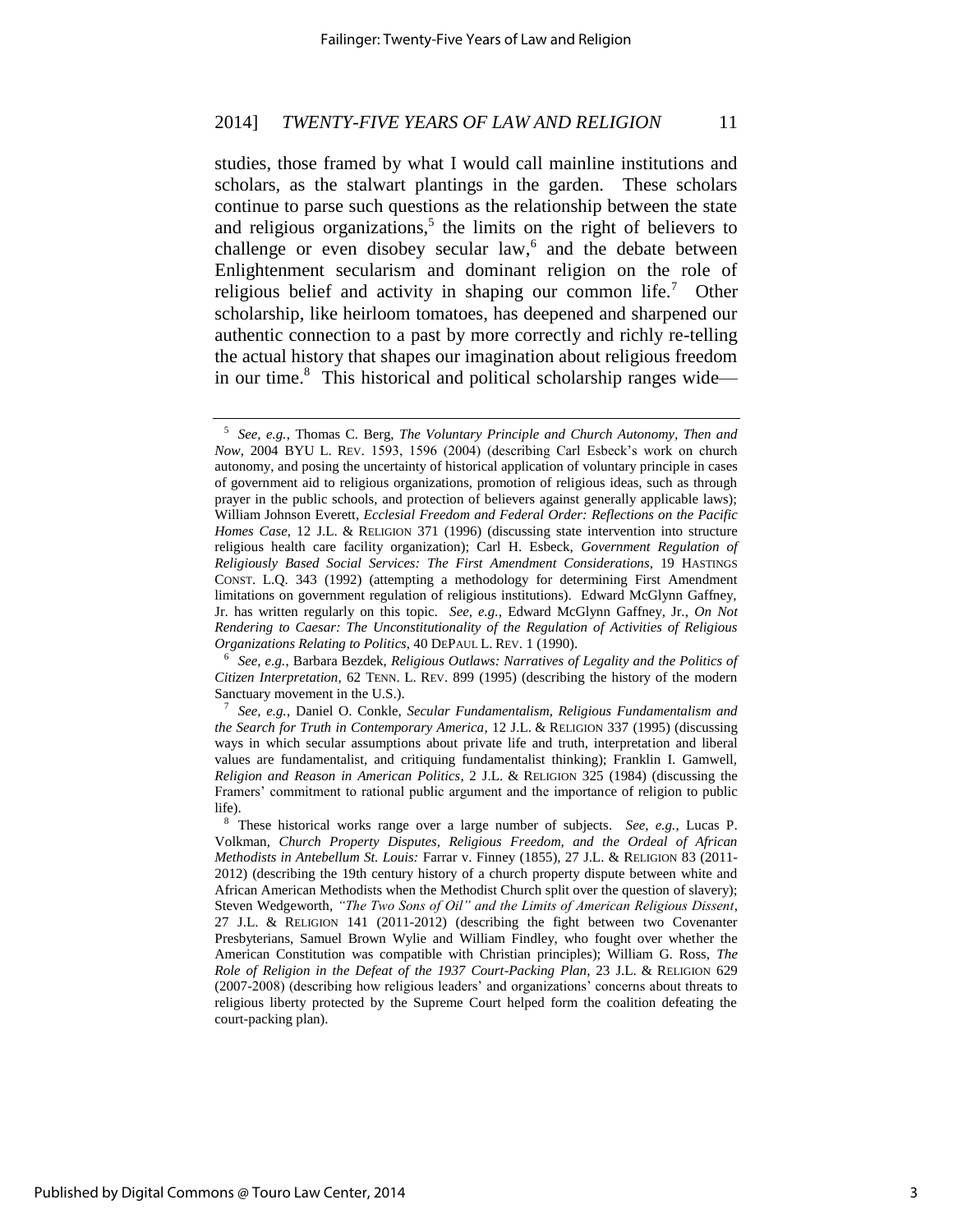studies, those framed by what I would call mainline institutions and scholars, as the stalwart plantings in the garden. These scholars continue to parse such questions as the relationship between the state and religious organizations,[5] the limits on the right of believers to challenge or even disobey secular law,[6] and the debate between Enlightenment secularism and dominant religion on the role of religious belief and activity in shaping our common life.[7] Other scholarship, like heirloom tomatoes, has deepened and sharpened our authentic connection to a past by more correctly and richly re-telling the actual history that shapes our imagination about religious freedom in our time.[8] This historical and political scholarship ranges wide—

---

[5] *See, e.g.*, Thomas C. Berg, *The Voluntary Principle and Church Autonomy, Then and Now*, 2004 BYU L. REV. 1593, 1596 (2004) (describing Carl Esbeck's work on church autonomy, and posing the uncertainty of historical application of voluntary principle in cases of government aid to religious organizations, promotion of religious ideas, such as through prayer in the public schools, and protection of believers against generally applicable laws); William Johnson Everett, *Ecclesial Freedom and Federal Order: Reflections on the Pacific Homes Case*, 12 J.L. & RELIGION 371 (1996) (discussing state intervention into structure religious health care facility organization); Carl H. Esbeck, *Government Regulation of Religiously Based Social Services: The First Amendment Considerations*, 19 HASTINGS CONST. L.Q. 343 (1992) (attempting a methodology for determining First Amendment limitations on government regulation of religious institutions). Edward McGlynn Gaffney, Jr. has written regularly on this topic. *See, e.g.*, Edward McGlynn Gaffney, Jr., *On Not Rendering to Caesar: The Unconstitutionality of the Regulation of Activities of Religious Organizations Relating to Politics*, 40 DEPAUL L. REV. 1 (1990).

[6] *See, e.g.*, Barbara Bezdek, *Religious Outlaws: Narratives of Legality and the Politics of Citizen Interpretation*, 62 TENN. L. REV. 899 (1995) (describing the history of the modern Sanctuary movement in the U.S.).

[7] *See, e.g.*, Daniel O. Conkle, *Secular Fundamentalism, Religious Fundamentalism and the Search for Truth in Contemporary America*, 12 J.L. & RELIGION 337 (1995) (discussing ways in which secular assumptions about private life and truth, interpretation and liberal values are fundamentalist, and critiquing fundamentalist thinking); Franklin I. Gamwell, *Religion and Reason in American Politics*, 2 J.L. & RELIGION 325 (1984) (discussing the Framers' commitment to rational public argument and the importance of religion to public life).

[8] These historical works range over a large number of subjects. *See, e.g.*, Lucas P. Volkman, *Church Property Disputes, Religious Freedom, and the Ordeal of African Methodists in Antebellum St. Louis:* Farrar v. Finney (1855), 27 J.L. & RELIGION 83 (2011-2012) (describing the 19th century history of a church property dispute between white and African American Methodists when the Methodist Church split over the question of slavery); Steven Wedgeworth, *"The Two Sons of Oil" and the Limits of American Religious Dissent*, 27 J.L. & RELIGION 141 (2011-2012) (describing the fight between two Covenanter Presbyterians, Samuel Brown Wylie and William Findley, who fought over whether the American Constitution was compatible with Christian principles); William G. Ross, *The Role of Religion in the Defeat of the 1937 Court-Packing Plan*, 23 J.L. & RELIGION 629 (2007-2008) (describing how religious leaders' and organizations' concerns about threats to religious liberty protected by the Supreme Court helped form the coalition defeating the court-packing plan).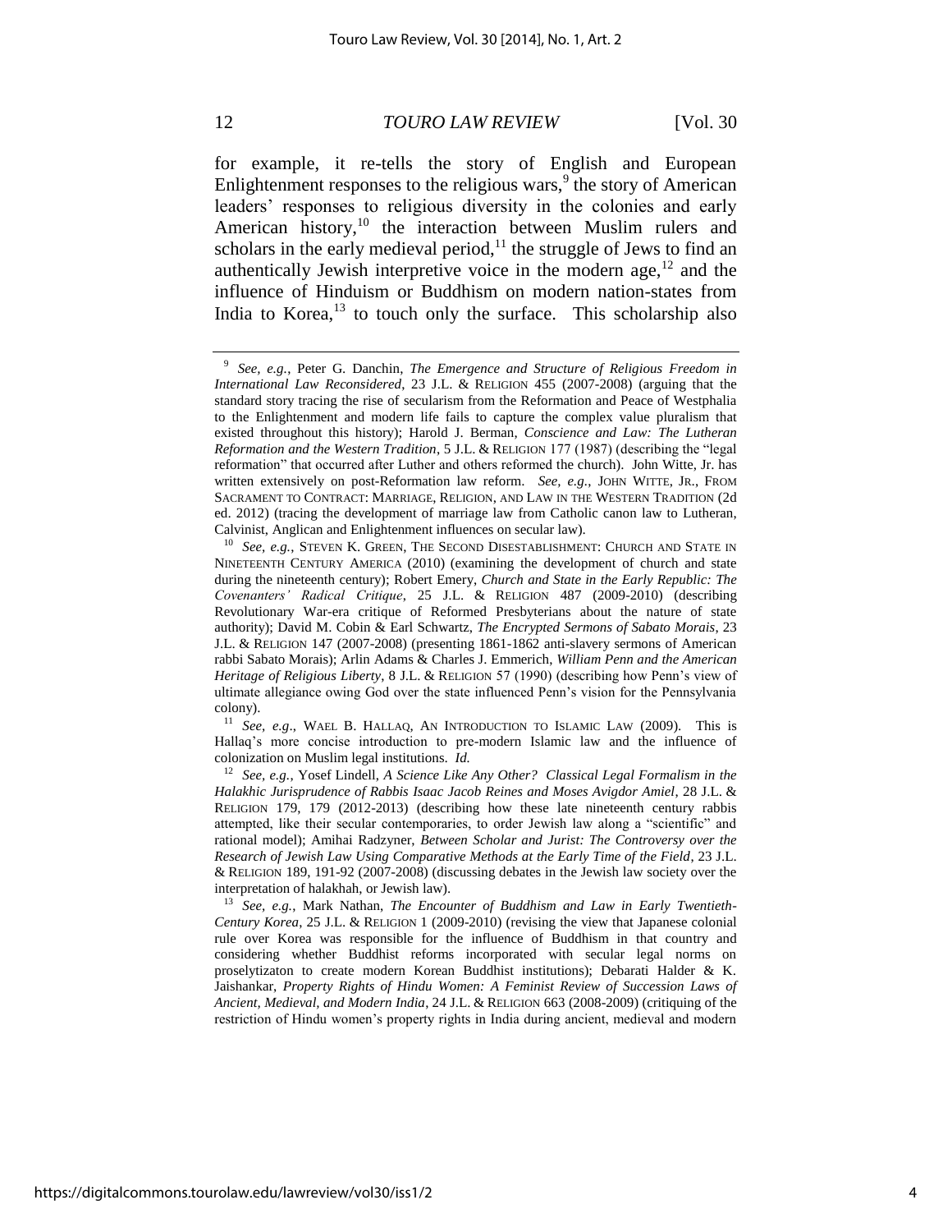for example, it re-tells the story of English and European Enlightenment responses to the religious wars,[9] the story of American leaders' responses to religious diversity in the colonies and early American history,[10] the interaction between Muslim rulers and scholars in the early medieval period,[11] the struggle of Jews to find an authentically Jewish interpretive voice in the modern age,[12] and the influence of Hinduism or Buddhism on modern nation-states from India to Korea,[13] to touch only the surface. This scholarship also

---

[9] *See, e.g.*, Peter G. Danchin, *The Emergence and Structure of Religious Freedom in International Law Reconsidered*, 23 J.L. & RELIGION 455 (2007-2008) (arguing that the standard story tracing the rise of secularism from the Reformation and Peace of Westphalia to the Enlightenment and modern life fails to capture the complex value pluralism that existed throughout this history); Harold J. Berman, *Conscience and Law: The Lutheran Reformation and the Western Tradition*, 5 J.L. & RELIGION 177 (1987) (describing the "legal reformation" that occurred after Luther and others reformed the church). John Witte, Jr. has written extensively on post-Reformation law reform. *See, e.g.*, JOHN WITTE, JR., FROM SACRAMENT TO CONTRACT: MARRIAGE, RELIGION, AND LAW IN THE WESTERN TRADITION (2d ed. 2012) (tracing the development of marriage law from Catholic canon law to Lutheran, Calvinist, Anglican and Enlightenment influences on secular law).

[10] *See, e.g.*, STEVEN K. GREEN, THE SECOND DISESTABLISHMENT: CHURCH AND STATE IN NINETEENTH CENTURY AMERICA (2010) (examining the development of church and state during the nineteenth century); Robert Emery, *Church and State in the Early Republic: The Covenanters' Radical Critique*, 25 J.L. & RELIGION 487 (2009-2010) (describing Revolutionary War-era critique of Reformed Presbyterians about the nature of state authority); David M. Cobin & Earl Schwartz, *The Encrypted Sermons of Sabato Morais*, 23 J.L. & RELIGION 147 (2007-2008) (presenting 1861-1862 anti-slavery sermons of American rabbi Sabato Morais); Arlin Adams & Charles J. Emmerich, *William Penn and the American Heritage of Religious Liberty*, 8 J.L. & RELIGION 57 (1990) (describing how Penn's view of ultimate allegiance owing God over the state influenced Penn's vision for the Pennsylvania colony).

[11] *See, e.g*., WAEL B. HALLAQ, AN INTRODUCTION TO ISLAMIC LAW (2009). This is Hallaq's more concise introduction to pre-modern Islamic law and the influence of colonization on Muslim legal institutions. *Id.*

[12] *See, e.g.*, Yosef Lindell, *A Science Like Any Other? Classical Legal Formalism in the Halakhic Jurisprudence of Rabbis Isaac Jacob Reines and Moses Avigdor Amiel*, 28 J.L. & RELIGION 179, 179 (2012-2013) (describing how these late nineteenth century rabbis attempted, like their secular contemporaries, to order Jewish law along a "scientific" and rational model); Amihai Radzyner, *Between Scholar and Jurist: The Controversy over the Research of Jewish Law Using Comparative Methods at the Early Time of the Field*, 23 J.L. & RELIGION 189, 191-92 (2007-2008) (discussing debates in the Jewish law society over the interpretation of halakhah, or Jewish law).

[13] *See, e.g.*, Mark Nathan, *The Encounter of Buddhism and Law in Early Twentieth-Century Korea*, 25 J.L. & RELIGION 1 (2009-2010) (revising the view that Japanese colonial rule over Korea was responsible for the influence of Buddhism in that country and considering whether Buddhist reforms incorporated with secular legal norms on proselytizaton to create modern Korean Buddhist institutions); Debarati Halder & K. Jaishankar, *Property Rights of Hindu Women: A Feminist Review of Succession Laws of Ancient, Medieval, and Modern India*, 24 J.L. & RELIGION 663 (2008-2009) (critiquing of the restriction of Hindu women's property rights in India during ancient, medieval and modern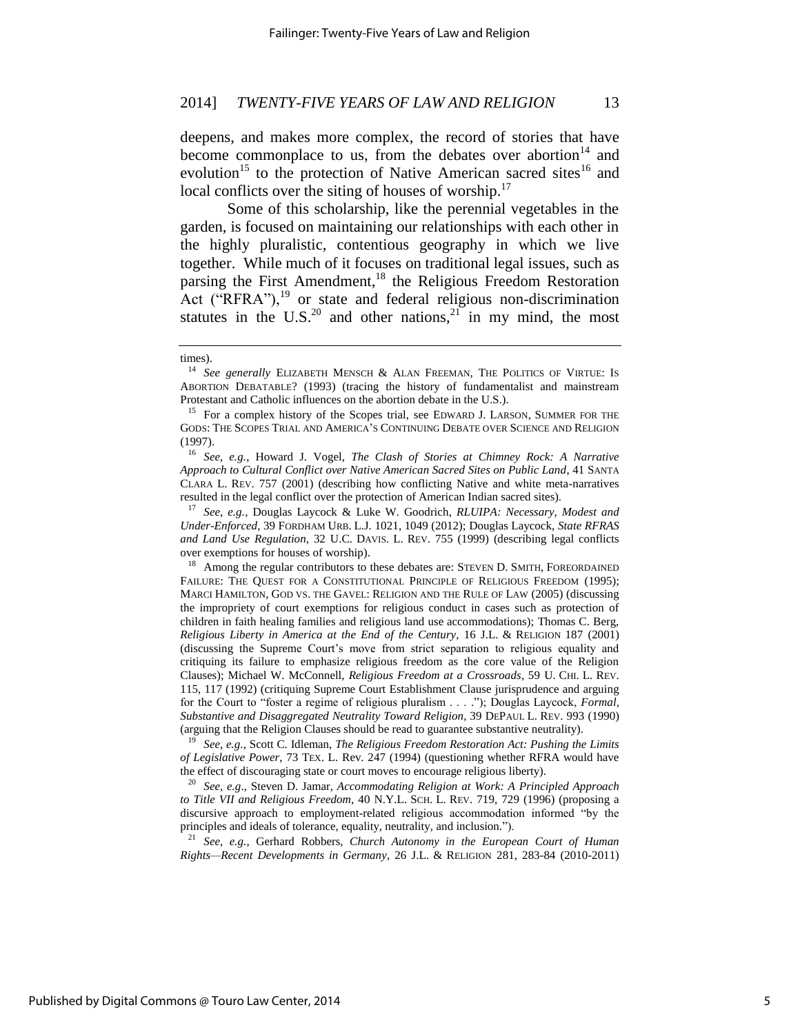deepens, and makes more complex, the record of stories that have become commonplace to us, from the debates over abortion[14] and evolution[15] to the protection of Native American sacred sites[16] and local conflicts over the siting of houses of worship.[17]

Some of this scholarship, like the perennial vegetables in the garden, is focused on maintaining our relationships with each other in the highly pluralistic, contentious geography in which we live together. While much of it focuses on traditional legal issues, such as parsing the First Amendment,[18] the Religious Freedom Restoration Act ("RFRA"),[19] or state and federal religious non-discrimination statutes in the U.S.[20] and other nations,[21] in my mind, the most

---

times).

[14] *See generally* ELIZABETH MENSCH & ALAN FREEMAN, THE POLITICS OF VIRTUE: IS ABORTION DEBATABLE? (1993) (tracing the history of fundamentalist and mainstream Protestant and Catholic influences on the abortion debate in the U.S.).

[15] For a complex history of the Scopes trial, see EDWARD J. LARSON, SUMMER FOR THE GODS: THE SCOPES TRIAL AND AMERICA'S CONTINUING DEBATE OVER SCIENCE AND RELIGION (1997).

[16] *See, e.g.*, Howard J. Vogel, *The Clash of Stories at Chimney Rock: A Narrative Approach to Cultural Conflict over Native American Sacred Sites on Public Land*, 41 SANTA CLARA L. REV. 757 (2001) (describing how conflicting Native and white meta-narratives resulted in the legal conflict over the protection of American Indian sacred sites).

[17] *See, e.g.*, Douglas Laycock & Luke W. Goodrich, *RLUIPA: Necessary, Modest and Under-Enforced*, 39 FORDHAM URB. L.J. 1021, 1049 (2012); Douglas Laycock, *State RFRAS and Land Use Regulation*, 32 U.C. DAVIS. L. REV. 755 (1999) (describing legal conflicts over exemptions for houses of worship).

[18] Among the regular contributors to these debates are: STEVEN D. SMITH, FOREORDAINED FAILURE: THE QUEST FOR A CONSTITUTIONAL PRINCIPLE OF RELIGIOUS FREEDOM (1995); MARCI HAMILTON, GOD VS. THE GAVEL: RELIGION AND THE RULE OF LAW (2005) (discussing the impropriety of court exemptions for religious conduct in cases such as protection of children in faith healing families and religious land use accommodations); Thomas C. Berg, *Religious Liberty in America at the End of the Century*, 16 J.L. & RELIGION 187 (2001) (discussing the Supreme Court's move from strict separation to religious equality and critiquing its failure to emphasize religious freedom as the core value of the Religion Clauses); Michael W. McConnell, *Religious Freedom at a Crossroads*, 59 U. CHI. L. REV. 115, 117 (1992) (critiquing Supreme Court Establishment Clause jurisprudence and arguing for the Court to "foster a regime of religious pluralism . . . ."); Douglas Laycock, *Formal, Substantive and Disaggregated Neutrality Toward Religion*, 39 DEPAUL L. REV. 993 (1990) (arguing that the Religion Clauses should be read to guarantee substantive neutrality).

[19] *See, e.g.*, Scott C. Idleman, *The Religious Freedom Restoration Act: Pushing the Limits of Legislative Power*, 73 TEX. L. Rev. 247 (1994) (questioning whether RFRA would have the effect of discouraging state or court moves to encourage religious liberty).

[20] *See, e.g*., Steven D. Jamar, *Accommodating Religion at Work: A Principled Approach to Title VII and Religious Freedom*, 40 N.Y.L. SCH. L. REV. 719, 729 (1996) (proposing a discursive approach to employment-related religious accommodation informed "by the principles and ideals of tolerance, equality, neutrality, and inclusion.").

[21] *See, e.g.*, Gerhard Robbers, *Church Autonomy in the European Court of Human Rights—Recent Developments in Germany*, 26 J.L. & RELIGION 281, 283-84 (2010-2011)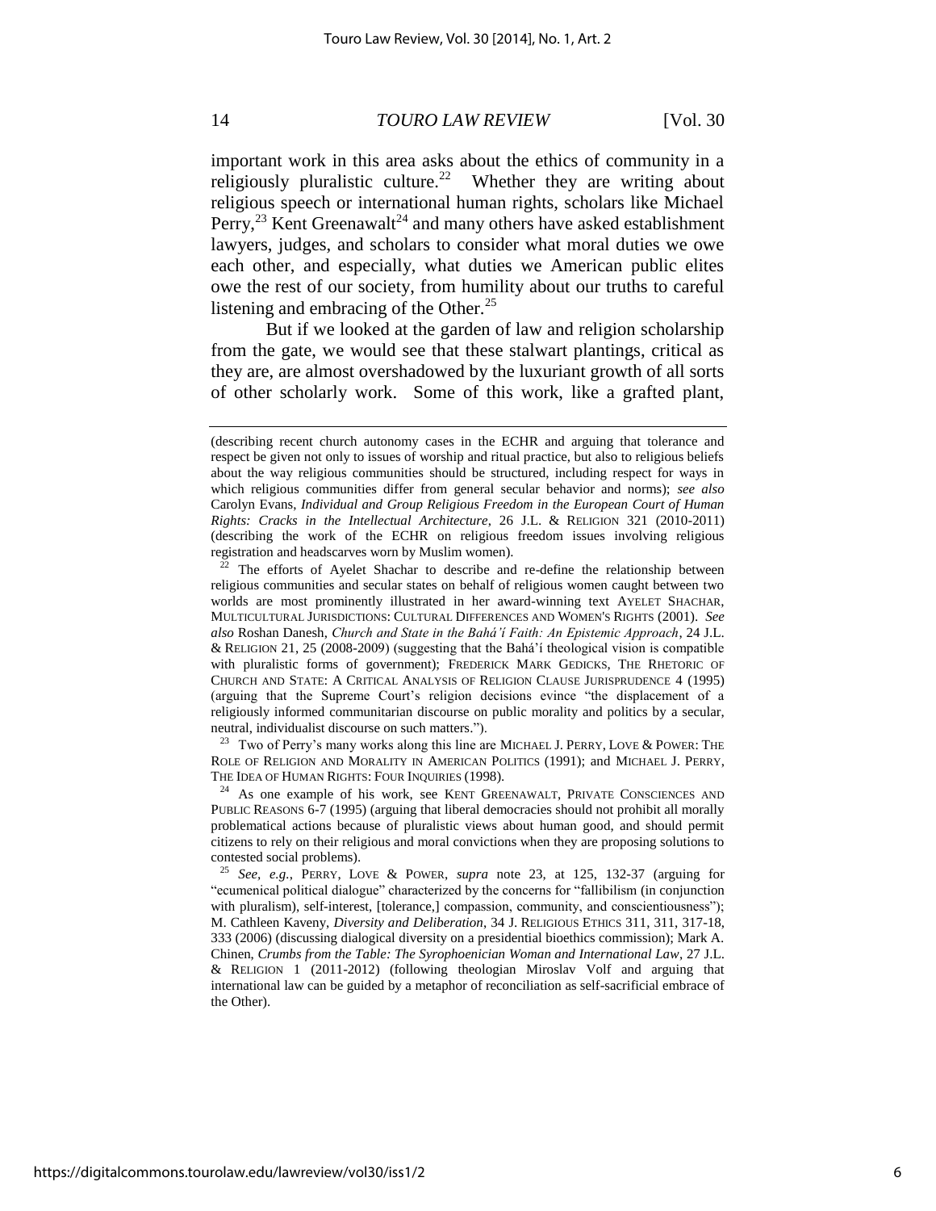important work in this area asks about the ethics of community in a religiously pluralistic culture.[22] Whether they are writing about religious speech or international human rights, scholars like Michael Perry,[23] Kent Greenawalt[24] and many others have asked establishment lawyers, judges, and scholars to consider what moral duties we owe each other, and especially, what duties we American public elites owe the rest of our society, from humility about our truths to careful listening and embracing of the Other.[25]

But if we looked at the garden of law and religion scholarship from the gate, we would see that these stalwart plantings, critical as they are, are almost overshadowed by the luxuriant growth of all sorts of other scholarly work. Some of this work, like a grafted plant,

---

(describing recent church autonomy cases in the ECHR and arguing that tolerance and respect be given not only to issues of worship and ritual practice, but also to religious beliefs about the way religious communities should be structured, including respect for ways in which religious communities differ from general secular behavior and norms); *see also* Carolyn Evans, *Individual and Group Religious Freedom in the European Court of Human Rights: Cracks in the Intellectual Architecture*, 26 J.L. & RELIGION 321 (2010-2011) (describing the work of the ECHR on religious freedom issues involving religious registration and headscarves worn by Muslim women).

[22] The efforts of Ayelet Shachar to describe and re-define the relationship between religious communities and secular states on behalf of religious women caught between two worlds are most prominently illustrated in her award-winning text AYELET SHACHAR, MULTICULTURAL JURISDICTIONS: CULTURAL DIFFERENCES AND WOMEN'S RIGHTS (2001). *See also* Roshan Danesh, *Church and State in the Bahá'í Faith: An Epistemic Approach*, 24 J.L. & RELIGION 21, 25 (2008-2009) (suggesting that the Bahá'í theological vision is compatible with pluralistic forms of government); FREDERICK MARK GEDICKS, THE RHETORIC OF CHURCH AND STATE: A CRITICAL ANALYSIS OF RELIGION CLAUSE JURISPRUDENCE 4 (1995) (arguing that the Supreme Court's religion decisions evince "the displacement of a religiously informed communitarian discourse on public morality and politics by a secular, neutral, individualist discourse on such matters.").

[23] Two of Perry's many works along this line are MICHAEL J. PERRY, LOVE & POWER: THE ROLE OF RELIGION AND MORALITY IN AMERICAN POLITICS (1991); and MICHAEL J. PERRY, THE IDEA OF HUMAN RIGHTS: FOUR INQUIRIES (1998).

[24] As one example of his work, see KENT GREENAWALT, PRIVATE CONSCIENCES AND PUBLIC REASONS 6-7 (1995) (arguing that liberal democracies should not prohibit all morally problematical actions because of pluralistic views about human good, and should permit citizens to rely on their religious and moral convictions when they are proposing solutions to contested social problems).

[25] *See, e.g.*, PERRY, LOVE & POWER, *supra* note 23, at 125, 132-37 (arguing for "ecumenical political dialogue" characterized by the concerns for "fallibilism (in conjunction with pluralism), self-interest, [tolerance,] compassion, community, and conscientiousness"); M. Cathleen Kaveny, *Diversity and Deliberation*, 34 J. RELIGIOUS ETHICS 311, 311, 317-18, 333 (2006) (discussing dialogical diversity on a presidential bioethics commission); Mark A. Chinen, *Crumbs from the Table: The Syrophoenician Woman and International Law*, 27 J.L. & RELIGION 1 (2011-2012) (following theologian Miroslav Volf and arguing that international law can be guided by a metaphor of reconciliation as self-sacrificial embrace of the Other).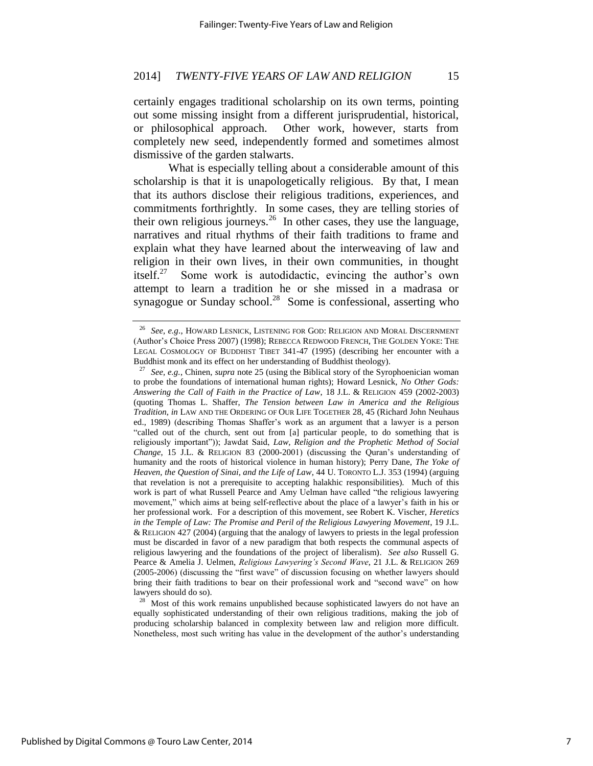certainly engages traditional scholarship on its own terms, pointing out some missing insight from a different jurisprudential, historical, or philosophical approach. Other work, however, starts from completely new seed, independently formed and sometimes almost dismissive of the garden stalwarts.

What is especially telling about a considerable amount of this scholarship is that it is unapologetically religious. By that, I mean that its authors disclose their religious traditions, experiences, and commitments forthrightly. In some cases, they are telling stories of their own religious journeys.[26] In other cases, they use the language, narratives and ritual rhythms of their faith traditions to frame and explain what they have learned about the interweaving of law and religion in their own lives, in their own communities, in thought itself.[27] Some work is autodidactic, evincing the author's own attempt to learn a tradition he or she missed in a madrasa or synagogue or Sunday school.[28] Some is confessional, asserting who

---

[26] *See, e.g.*, HOWARD LESNICK, LISTENING FOR GOD: RELIGION AND MORAL DISCERNMENT (Author's Choice Press 2007) (1998); REBECCA REDWOOD FRENCH, THE GOLDEN YOKE: THE LEGAL COSMOLOGY OF BUDDHIST TIBET 341-47 (1995) (describing her encounter with a Buddhist monk and its effect on her understanding of Buddhist theology).

[27] *See, e.g.*, Chinen, *supra* note 25 (using the Biblical story of the Syrophoenician woman to probe the foundations of international human rights); Howard Lesnick, *No Other Gods: Answering the Call of Faith in the Practice of Law*, 18 J.L. & RELIGION 459 (2002-2003) (quoting Thomas L. Shaffer, *The Tension between Law in America and the Religious Tradition*, *in* LAW AND THE ORDERING OF OUR LIFE TOGETHER 28, 45 (Richard John Neuhaus ed., 1989) (describing Thomas Shaffer's work as an argument that a lawyer is a person "called out of the church, sent out from [a] particular people, to do something that is religiously important")); Jawdat Said, *Law, Religion and the Prophetic Method of Social Change*, 15 J.L. & RELIGION 83 (2000-2001) (discussing the Quran's understanding of humanity and the roots of historical violence in human history); Perry Dane, *The Yoke of Heaven, the Question of Sinai, and the Life of Law*, 44 U. TORONTO L.J. 353 (1994) (arguing that revelation is not a prerequisite to accepting halakhic responsibilities). Much of this work is part of what Russell Pearce and Amy Uelman have called "the religious lawyering movement," which aims at being self-reflective about the place of a lawyer's faith in his or her professional work. For a description of this movement, see Robert K. Vischer, *Heretics in the Temple of Law: The Promise and Peril of the Religious Lawyering Movement*, 19 J.L. & RELIGION 427 (2004) (arguing that the analogy of lawyers to priests in the legal profession must be discarded in favor of a new paradigm that both respects the communal aspects of religious lawyering and the foundations of the project of liberalism). *See also* Russell G. Pearce & Amelia J. Uelmen, *Religious Lawyering's Second Wave*, 21 J.L. & RELIGION 269 (2005-2006) (discussing the "first wave" of discussion focusing on whether lawyers should bring their faith traditions to bear on their professional work and "second wave" on how lawyers should do so).

[28] Most of this work remains unpublished because sophisticated lawyers do not have an equally sophisticated understanding of their own religious traditions, making the job of producing scholarship balanced in complexity between law and religion more difficult. Nonetheless, most such writing has value in the development of the author's understanding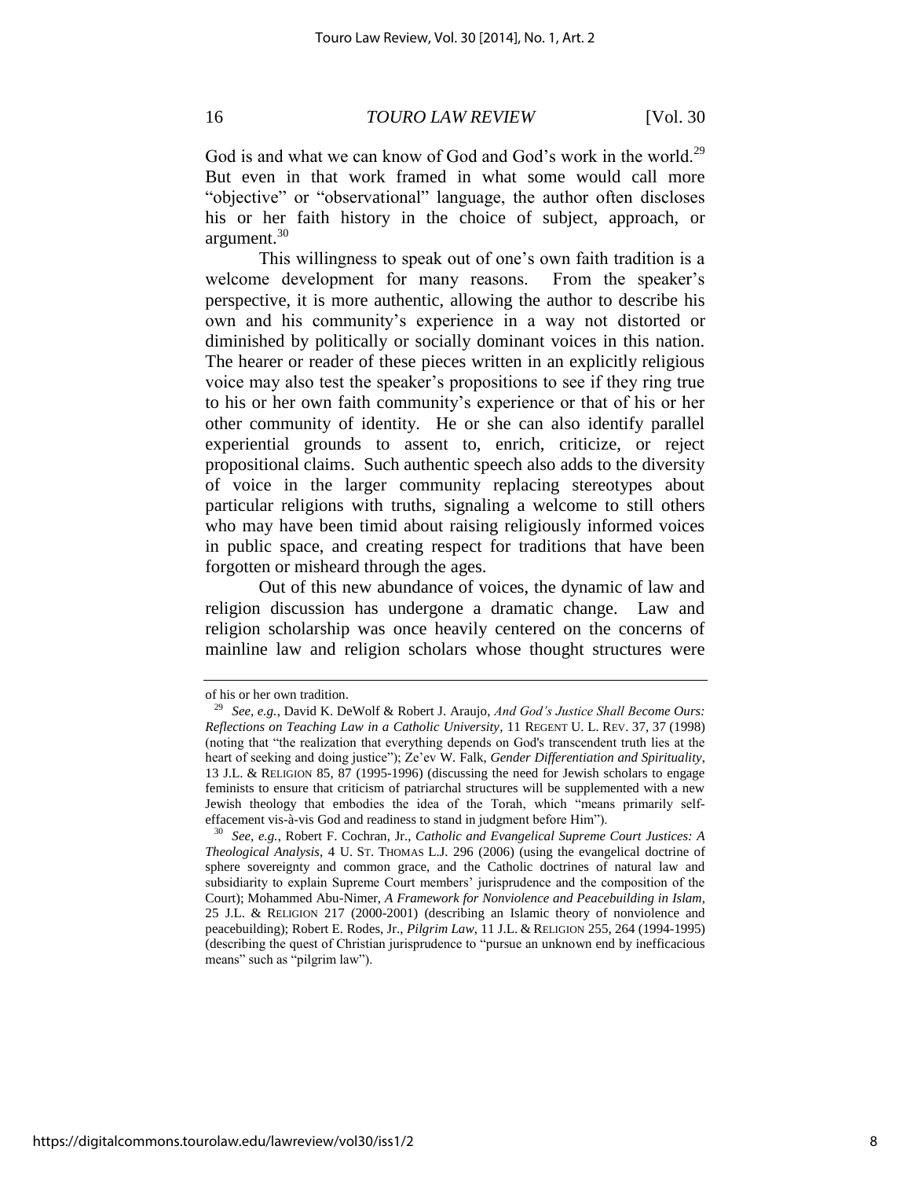God is and what we can know of God and God's work in the world.[29] But even in that work framed in what some would call more "objective" or "observational" language, the author often discloses his or her faith history in the choice of subject, approach, or argument.[30]

This willingness to speak out of one's own faith tradition is a welcome development for many reasons. From the speaker's perspective, it is more authentic, allowing the author to describe his own and his community's experience in a way not distorted or diminished by politically or socially dominant voices in this nation. The hearer or reader of these pieces written in an explicitly religious voice may also test the speaker's propositions to see if they ring true to his or her own faith community's experience or that of his or her other community of identity. He or she can also identify parallel experiential grounds to assent to, enrich, criticize, or reject propositional claims. Such authentic speech also adds to the diversity of voice in the larger community replacing stereotypes about particular religions with truths, signaling a welcome to still others who may have been timid about raising religiously informed voices in public space, and creating respect for traditions that have been forgotten or misheard through the ages.

Out of this new abundance of voices, the dynamic of law and religion discussion has undergone a dramatic change. Law and religion scholarship was once heavily centered on the concerns of mainline law and religion scholars whose thought structures were

---

of his or her own tradition.

[29] *See, e.g.*, David K. DeWolf & Robert J. Araujo, *And God's Justice Shall Become Ours: Reflections on Teaching Law in a Catholic University*, 11 REGENT U. L. REV. 37, 37 (1998) (noting that "the realization that everything depends on God's transcendent truth lies at the heart of seeking and doing justice"); Ze'ev W. Falk, *Gender Differentiation and Spirituality*, 13 J.L. & RELIGION 85, 87 (1995-1996) (discussing the need for Jewish scholars to engage feminists to ensure that criticism of patriarchal structures will be supplemented with a new Jewish theology that embodies the idea of the Torah, which "means primarily self-effacement vis-à-vis God and readiness to stand in judgment before Him").

[30] *See, e.g.*, Robert F. Cochran, Jr., *Catholic and Evangelical Supreme Court Justices: A Theological Analysis*, 4 U. ST. THOMAS L.J. 296 (2006) (using the evangelical doctrine of sphere sovereignty and common grace, and the Catholic doctrines of natural law and subsidiarity to explain Supreme Court members' jurisprudence and the composition of the Court); Mohammed Abu-Nimer, *A Framework for Nonviolence and Peacebuilding in Islam*, 25 J.L. & RELIGION 217 (2000-2001) (describing an Islamic theory of nonviolence and peacebuilding); Robert E. Rodes, Jr., *Pilgrim Law*, 11 J.L. & RELIGION 255, 264 (1994-1995) (describing the quest of Christian jurisprudence to "pursue an unknown end by inefficacious means" such as "pilgrim law").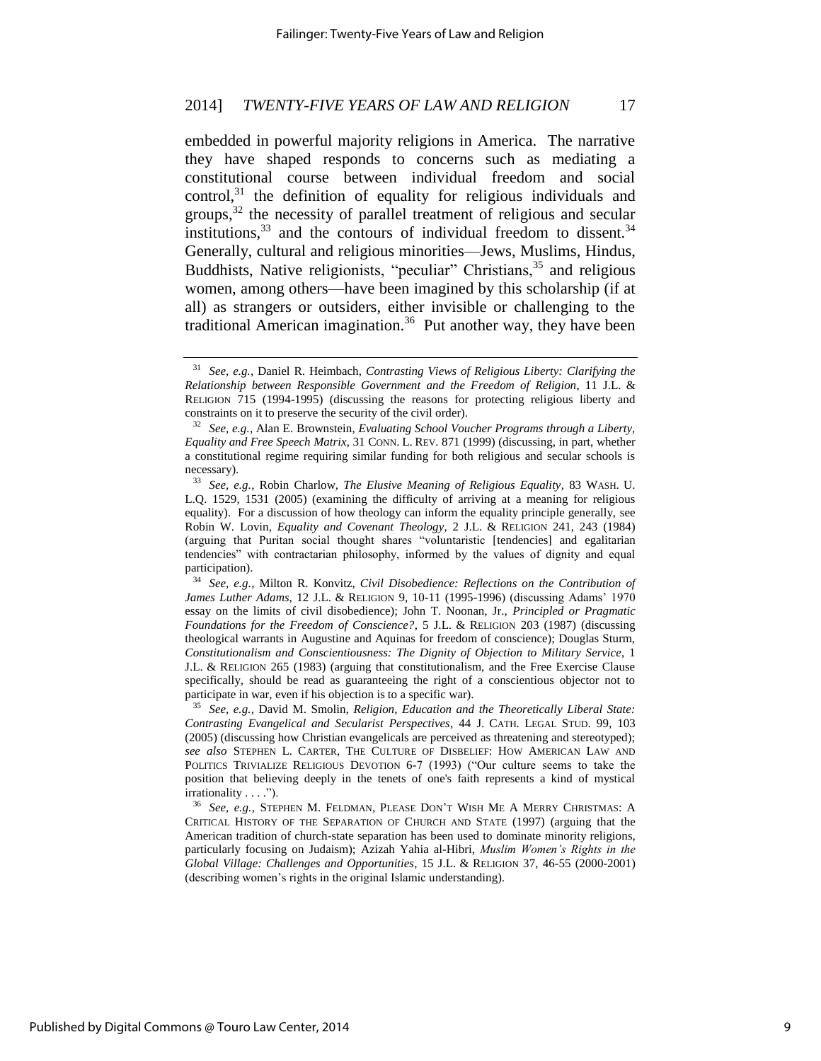embedded in powerful majority religions in America. The narrative they have shaped responds to concerns such as mediating a constitutional course between individual freedom and social control,[31] the definition of equality for religious individuals and groups,[32] the necessity of parallel treatment of religious and secular institutions,[33] and the contours of individual freedom to dissent.[34] Generally, cultural and religious minorities—Jews, Muslims, Hindus, Buddhists, Native religionists, "peculiar" Christians,[35] and religious women, among others—have been imagined by this scholarship (if at all) as strangers or outsiders, either invisible or challenging to the traditional American imagination.[36] Put another way, they have been

---

[31] *See, e.g.*, Daniel R. Heimbach, *Contrasting Views of Religious Liberty: Clarifying the Relationship between Responsible Government and the Freedom of Religion*, 11 J.L. & RELIGION 715 (1994-1995) (discussing the reasons for protecting religious liberty and constraints on it to preserve the security of the civil order).

[32] *See, e.g.*, Alan E. Brownstein, *Evaluating School Voucher Programs through a Liberty, Equality and Free Speech Matrix*, 31 CONN. L. REV. 871 (1999) (discussing, in part, whether a constitutional regime requiring similar funding for both religious and secular schools is necessary).

[33] *See, e.g.*, Robin Charlow, *The Elusive Meaning of Religious Equality*, 83 WASH. U. L.Q. 1529, 1531 (2005) (examining the difficulty of arriving at a meaning for religious equality). For a discussion of how theology can inform the equality principle generally, see Robin W. Lovin, *Equality and Covenant Theology*, 2 J.L. & RELIGION 241, 243 (1984) (arguing that Puritan social thought shares "voluntaristic [tendencies] and egalitarian tendencies" with contractarian philosophy, informed by the values of dignity and equal participation).

[34] *See, e.g.*, Milton R. Konvitz, *Civil Disobedience: Reflections on the Contribution of James Luther Adams*, 12 J.L. & RELIGION 9, 10-11 (1995-1996) (discussing Adams' 1970 essay on the limits of civil disobedience); John T. Noonan, Jr., *Principled or Pragmatic Foundations for the Freedom of Conscience?*, 5 J.L. & RELIGION 203 (1987) (discussing theological warrants in Augustine and Aquinas for freedom of conscience); Douglas Sturm, *Constitutionalism and Conscientiousness: The Dignity of Objection to Military Service*, 1 J.L. & RELIGION 265 (1983) (arguing that constitutionalism, and the Free Exercise Clause specifically, should be read as guaranteeing the right of a conscientious objector not to participate in war, even if his objection is to a specific war).

[35] *See, e.g.*, David M. Smolin, *Religion, Education and the Theoretically Liberal State: Contrasting Evangelical and Secularist Perspectives*, 44 J. CATH. LEGAL STUD. 99, 103 (2005) (discussing how Christian evangelicals are perceived as threatening and stereotyped); *see also* STEPHEN L. CARTER, THE CULTURE OF DISBELIEF: HOW AMERICAN LAW AND POLITICS TRIVIALIZE RELIGIOUS DEVOTION 6-7 (1993) ("Our culture seems to take the position that believing deeply in the tenets of one's faith represents a kind of mystical irrationality . . . .").

[36] *See, e.g.*, STEPHEN M. FELDMAN, PLEASE DON'T WISH ME A MERRY CHRISTMAS: A CRITICAL HISTORY OF THE SEPARATION OF CHURCH AND STATE (1997) (arguing that the American tradition of church-state separation has been used to dominate minority religions, particularly focusing on Judaism); Azizah Yahia al-Hibri, *Muslim Women's Rights in the Global Village: Challenges and Opportunities*, 15 J.L. & RELIGION 37, 46-55 (2000-2001) (describing women's rights in the original Islamic understanding).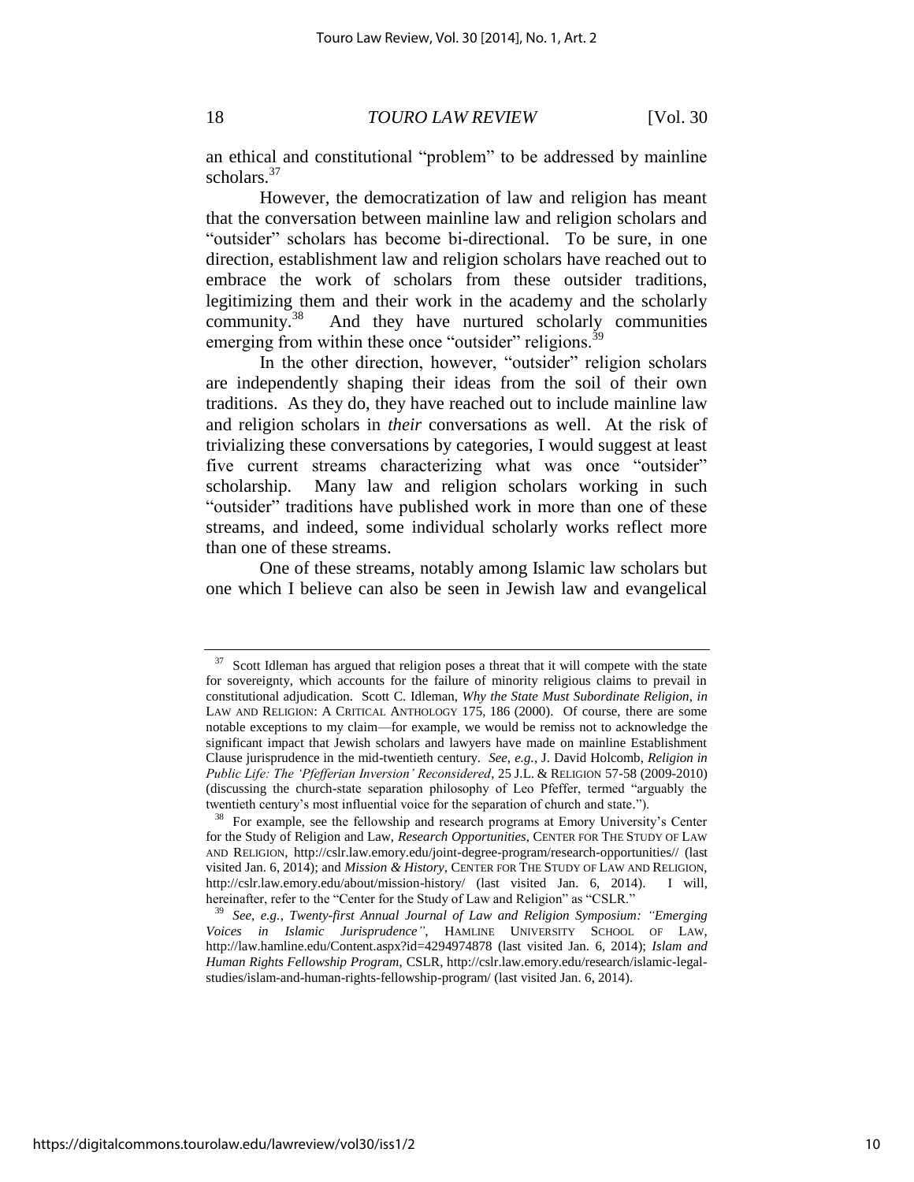an ethical and constitutional "problem" to be addressed by mainline scholars.[37]

However, the democratization of law and religion has meant that the conversation between mainline law and religion scholars and "outsider" scholars has become bi-directional. To be sure, in one direction, establishment law and religion scholars have reached out to embrace the work of scholars from these outsider traditions, legitimizing them and their work in the academy and the scholarly community.[38] And they have nurtured scholarly communities emerging from within these once "outsider" religions.[39]

In the other direction, however, "outsider" religion scholars are independently shaping their ideas from the soil of their own traditions. As they do, they have reached out to include mainline law and religion scholars in *their* conversations as well. At the risk of trivializing these conversations by categories, I would suggest at least five current streams characterizing what was once "outsider" scholarship. Many law and religion scholars working in such "outsider" traditions have published work in more than one of these streams, and indeed, some individual scholarly works reflect more than one of these streams.

One of these streams, notably among Islamic law scholars but one which I believe can also be seen in Jewish law and evangelical

---

[37] Scott Idleman has argued that religion poses a threat that it will compete with the state for sovereignty, which accounts for the failure of minority religious claims to prevail in constitutional adjudication. Scott C. Idleman, *Why the State Must Subordinate Religion*, *in* LAW AND RELIGION: A CRITICAL ANTHOLOGY 175, 186 (2000). Of course, there are some notable exceptions to my claim—for example, we would be remiss not to acknowledge the significant impact that Jewish scholars and lawyers have made on mainline Establishment Clause jurisprudence in the mid-twentieth century. *See, e.g.*, J. David Holcomb, *Religion in Public Life: The 'Pfefferian Inversion' Reconsidered*, 25 J.L. & RELIGION 57-58 (2009-2010) (discussing the church-state separation philosophy of Leo Pfeffer, termed "arguably the twentieth century's most influential voice for the separation of church and state.").

[38] For example, see the fellowship and research programs at Emory University's Center for the Study of Religion and Law, *Research Opportunities*, CENTER FOR THE STUDY OF LAW AND RELIGION, http://cslr.law.emory.edu/joint-degree-program/research-opportunities// (last visited Jan. 6, 2014); and *Mission & History*, CENTER FOR THE STUDY OF LAW AND RELIGION, http://cslr.law.emory.edu/about/mission-history/ (last visited Jan. 6, 2014). I will, hereinafter, refer to the "Center for the Study of Law and Religion" as "CSLR."

[39] *See, e.g.*, *Twenty-first Annual Journal of Law and Religion Symposium: "Emerging Voices in Islamic Jurisprudence"*, HAMLINE UNIVERSITY SCHOOL OF LAW, http://law.hamline.edu/Content.aspx?id=4294974878 (last visited Jan. 6, 2014); *Islam and Human Rights Fellowship Program*, CSLR, http://cslr.law.emory.edu/research/islamic-legal-studies/islam-and-human-rights-fellowship-program/ (last visited Jan. 6, 2014).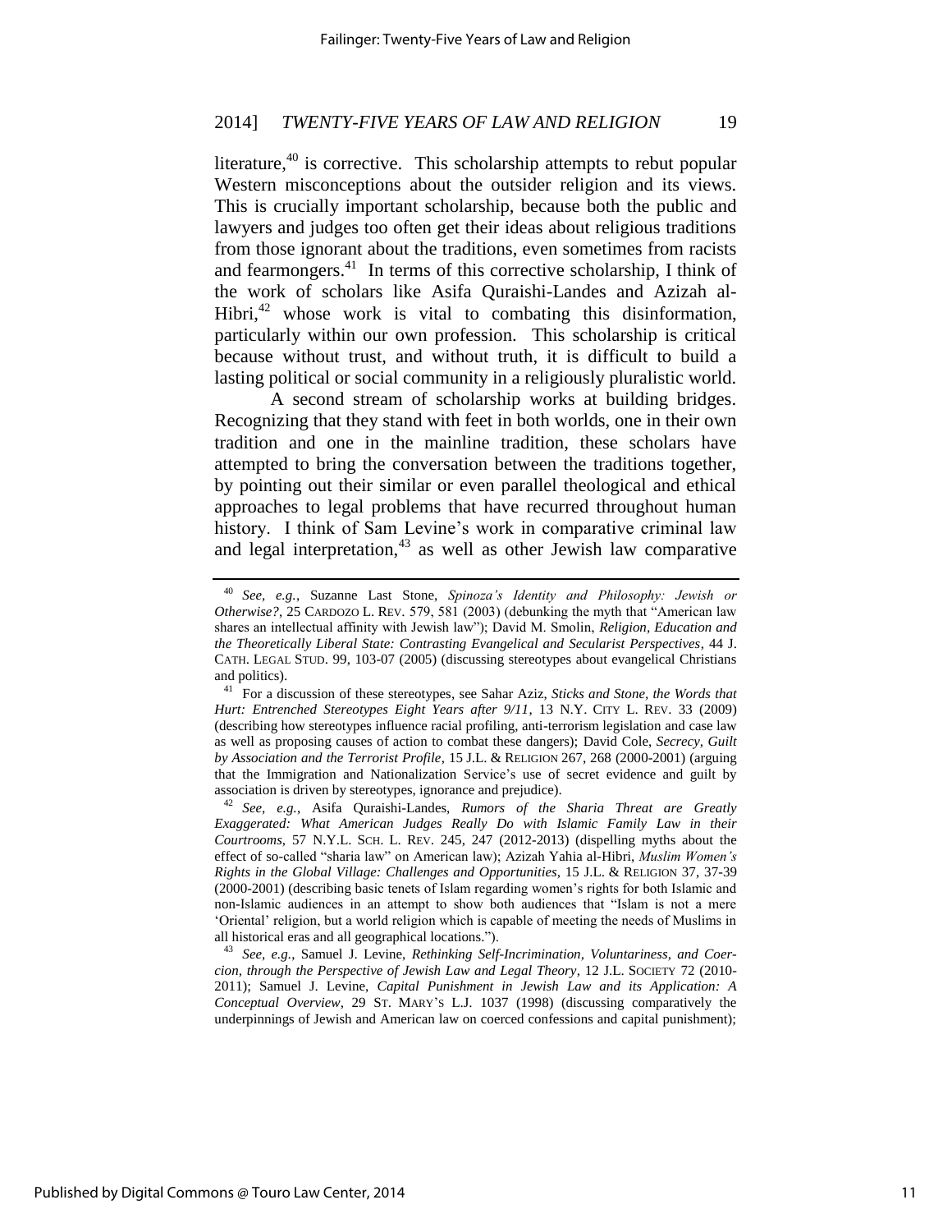literature,[40] is corrective. This scholarship attempts to rebut popular Western misconceptions about the outsider religion and its views. This is crucially important scholarship, because both the public and lawyers and judges too often get their ideas about religious traditions from those ignorant about the traditions, even sometimes from racists and fearmongers.[41] In terms of this corrective scholarship, I think of the work of scholars like Asifa Quraishi-Landes and Azizah al-Hibri,[42] whose work is vital to combating this disinformation, particularly within our own profession. This scholarship is critical because without trust, and without truth, it is difficult to build a lasting political or social community in a religiously pluralistic world.

A second stream of scholarship works at building bridges. Recognizing that they stand with feet in both worlds, one in their own tradition and one in the mainline tradition, these scholars have attempted to bring the conversation between the traditions together, by pointing out their similar or even parallel theological and ethical approaches to legal problems that have recurred throughout human history. I think of Sam Levine's work in comparative criminal law and legal interpretation,[43] as well as other Jewish law comparative

---

[40] *See, e.g.*, Suzanne Last Stone, *Spinoza's Identity and Philosophy: Jewish or Otherwise?*, 25 CARDOZO L. REV. 579, 581 (2003) (debunking the myth that "American law shares an intellectual affinity with Jewish law"); David M. Smolin, *Religion, Education and the Theoretically Liberal State: Contrasting Evangelical and Secularist Perspectives*, 44 J. CATH. LEGAL STUD. 99, 103-07 (2005) (discussing stereotypes about evangelical Christians and politics).

[41] For a discussion of these stereotypes, see Sahar Aziz, *Sticks and Stone, the Words that Hurt: Entrenched Stereotypes Eight Years after 9/11*, 13 N.Y. CITY L. REV. 33 (2009) (describing how stereotypes influence racial profiling, anti-terrorism legislation and case law as well as proposing causes of action to combat these dangers); David Cole, *Secrecy, Guilt by Association and the Terrorist Profile*, 15 J.L. & RELIGION 267, 268 (2000-2001) (arguing that the Immigration and Nationalization Service's use of secret evidence and guilt by association is driven by stereotypes, ignorance and prejudice).

[42] *See, e.g.*, Asifa Quraishi-Landes, *Rumors of the Sharia Threat are Greatly Exaggerated: What American Judges Really Do with Islamic Family Law in their Courtrooms*, 57 N.Y.L. SCH. L. REV. 245, 247 (2012-2013) (dispelling myths about the effect of so-called "sharia law" on American law); Azizah Yahia al-Hibri, *Muslim Women's Rights in the Global Village: Challenges and Opportunities*, 15 J.L. & RELIGION 37, 37-39 (2000-2001) (describing basic tenets of Islam regarding women's rights for both Islamic and non-Islamic audiences in an attempt to show both audiences that "Islam is not a mere 'Oriental' religion, but a world religion which is capable of meeting the needs of Muslims in all historical eras and all geographical locations.").

[43] *See, e.g.*, Samuel J. Levine, *Rethinking Self-Incrimination, Voluntariness, and Coercion, through the Perspective of Jewish Law and Legal Theory*, 12 J.L. SOCIETY 72 (2010-2011); Samuel J. Levine, *Capital Punishment in Jewish Law and its Application: A Conceptual Overview*, 29 ST. MARY'S L.J. 1037 (1998) (discussing comparatively the underpinnings of Jewish and American law on coerced confessions and capital punishment);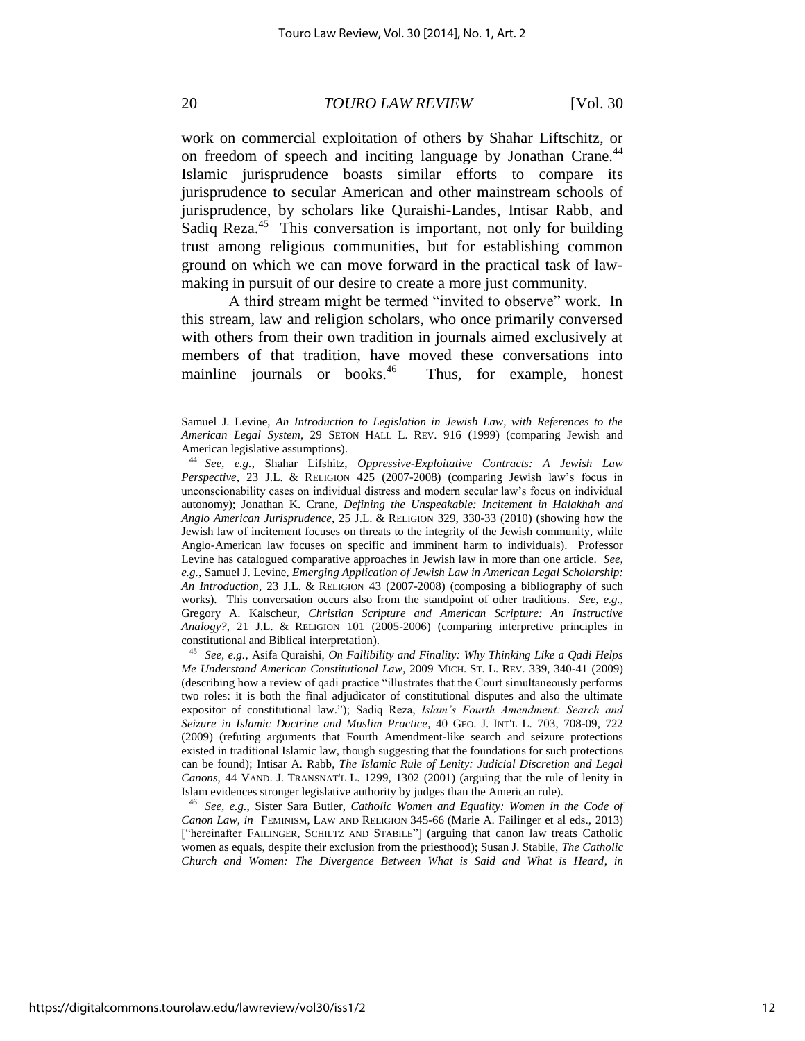work on commercial exploitation of others by Shahar Liftschitz, or on freedom of speech and inciting language by Jonathan Crane.[44] Islamic jurisprudence boasts similar efforts to compare its jurisprudence to secular American and other mainstream schools of jurisprudence, by scholars like Quraishi-Landes, Intisar Rabb, and Sadiq Reza.[45] This conversation is important, not only for building trust among religious communities, but for establishing common ground on which we can move forward in the practical task of law-making in pursuit of our desire to create a more just community.

A third stream might be termed "invited to observe" work. In this stream, law and religion scholars, who once primarily conversed with others from their own tradition in journals aimed exclusively at members of that tradition, have moved these conversations into mainline journals or books.[46] Thus, for example, honest

---

Samuel J. Levine, *An Introduction to Legislation in Jewish Law, with References to the American Legal System*, 29 SETON HALL L. REV. 916 (1999) (comparing Jewish and American legislative assumptions).

[44] *See, e.g.*, Shahar Lifshitz, *Oppressive-Exploitative Contracts: A Jewish Law Perspective*, 23 J.L. & RELIGION 425 (2007-2008) (comparing Jewish law's focus in unconscionability cases on individual distress and modern secular law's focus on individual autonomy); Jonathan K. Crane, *Defining the Unspeakable: Incitement in Halakhah and Anglo American Jurisprudence*, 25 J.L. & RELIGION 329, 330-33 (2010) (showing how the Jewish law of incitement focuses on threats to the integrity of the Jewish community, while Anglo-American law focuses on specific and imminent harm to individuals). Professor Levine has catalogued comparative approaches in Jewish law in more than one article. *See, e.g.*, Samuel J. Levine, *Emerging Application of Jewish Law in American Legal Scholarship: An Introduction*, 23 J.L. & RELIGION 43 (2007-2008) (composing a bibliography of such works). This conversation occurs also from the standpoint of other traditions. *See, e.g.*, Gregory A. Kalscheur, *Christian Scripture and American Scripture: An Instructive Analogy?*, 21 J.L. & RELIGION 101 (2005-2006) (comparing interpretive principles in constitutional and Biblical interpretation).

[45] *See, e.g.*, Asifa Quraishi, *On Fallibility and Finality: Why Thinking Like a Qadi Helps Me Understand American Constitutional Law*, 2009 MICH. ST. L. REV. 339, 340-41 (2009) (describing how a review of qadi practice "illustrates that the Court simultaneously performs two roles: it is both the final adjudicator of constitutional disputes and also the ultimate expositor of constitutional law."); Sadiq Reza, *Islam's Fourth Amendment: Search and Seizure in Islamic Doctrine and Muslim Practice*, 40 GEO. J. INT'L L. 703, 708-09, 722 (2009) (refuting arguments that Fourth Amendment-like search and seizure protections existed in traditional Islamic law, though suggesting that the foundations for such protections can be found); Intisar A. Rabb, *The Islamic Rule of Lenity: Judicial Discretion and Legal Canons*, 44 VAND. J. TRANSNAT'L L. 1299, 1302 (2001) (arguing that the rule of lenity in Islam evidences stronger legislative authority by judges than the American rule).

[46] *See, e.g.*, Sister Sara Butler, *Catholic Women and Equality: Women in the Code of Canon Law*, *in* FEMINISM, LAW AND RELIGION 345-66 (Marie A. Failinger et al eds., 2013) ["hereinafter FAILINGER, SCHILTZ AND STABILE"] (arguing that canon law treats Catholic women as equals, despite their exclusion from the priesthood); Susan J. Stabile, *The Catholic Church and Women: The Divergence Between What is Said and What is Heard*, *in*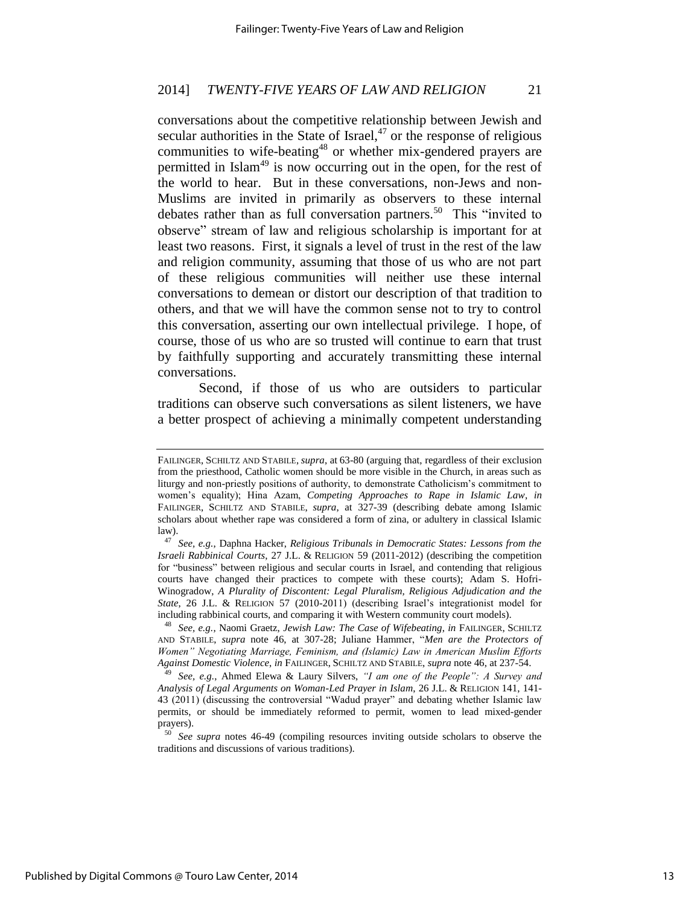conversations about the competitive relationship between Jewish and secular authorities in the State of Israel,[47] or the response of religious communities to wife-beating[48] or whether mix-gendered prayers are permitted in Islam[49] is now occurring out in the open, for the rest of the world to hear. But in these conversations, non-Jews and non-Muslims are invited in primarily as observers to these internal debates rather than as full conversation partners.[50] This "invited to observe" stream of law and religious scholarship is important for at least two reasons. First, it signals a level of trust in the rest of the law and religion community, assuming that those of us who are not part of these religious communities will neither use these internal conversations to demean or distort our description of that tradition to others, and that we will have the common sense not to try to control this conversation, asserting our own intellectual privilege. I hope, of course, those of us who are so trusted will continue to earn that trust by faithfully supporting and accurately transmitting these internal conversations.

Second, if those of us who are outsiders to particular traditions can observe such conversations as silent listeners, we have a better prospect of achieving a minimally competent understanding

---

FAILINGER, SCHILTZ AND STABILE, *supra*, at 63-80 (arguing that, regardless of their exclusion from the priesthood, Catholic women should be more visible in the Church, in areas such as liturgy and non-priestly positions of authority, to demonstrate Catholicism's commitment to women's equality); Hina Azam, *Competing Approaches to Rape in Islamic Law*, *in* FAILINGER, SCHILTZ AND STABILE, *supra*, at 327-39 (describing debate among Islamic scholars about whether rape was considered a form of zina, or adultery in classical Islamic law).

[47] *See, e.g.*, Daphna Hacker, *Religious Tribunals in Democratic States: Lessons from the Israeli Rabbinical Courts*, 27 J.L. & RELIGION 59 (2011-2012) (describing the competition for "business" between religious and secular courts in Israel, and contending that religious courts have changed their practices to compete with these courts); Adam S. Hofri-Winogradow, *A Plurality of Discontent: Legal Pluralism, Religious Adjudication and the State*, 26 J.L. & RELIGION 57 (2010-2011) (describing Israel's integrationist model for including rabbinical courts, and comparing it with Western community court models).

[48] *See, e.g.*, Naomi Graetz, *Jewish Law: The Case of Wifebeating*, *in* FAILINGER, SCHILTZ AND STABILE, *supra* note 46, at 307-28; Juliane Hammer, "*Men are the Protectors of Women" Negotiating Marriage, Feminism, and (Islamic) Law in American Muslim Efforts Against Domestic Violence*, *in* FAILINGER, SCHILTZ AND STABILE, *supra* note 46, at 237-54.

[49] *See, e.g.*, Ahmed Elewa & Laury Silvers, *"I am one of the People": A Survey and Analysis of Legal Arguments on Woman-Led Prayer in Islam*, 26 J.L. & RELIGION 141, 141-43 (2011) (discussing the controversial "Wadud prayer" and debating whether Islamic law permits, or should be immediately reformed to permit, women to lead mixed-gender prayers).

[50] *See supra* notes 46-49 (compiling resources inviting outside scholars to observe the traditions and discussions of various traditions).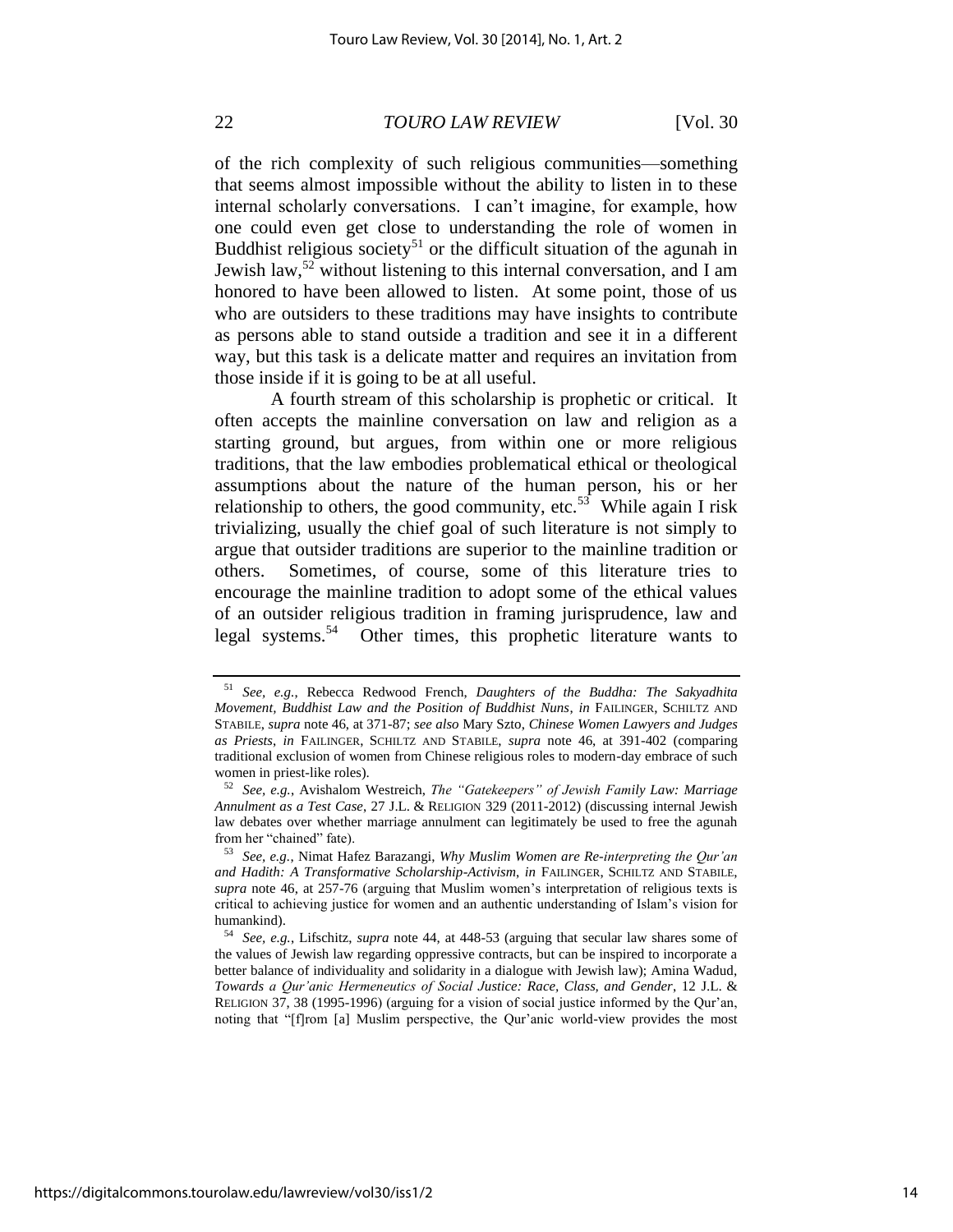of the rich complexity of such religious communities—something that seems almost impossible without the ability to listen in to these internal scholarly conversations. I can't imagine, for example, how one could even get close to understanding the role of women in Buddhist religious society[51] or the difficult situation of the agunah in Jewish law,[52] without listening to this internal conversation, and I am honored to have been allowed to listen. At some point, those of us who are outsiders to these traditions may have insights to contribute as persons able to stand outside a tradition and see it in a different way, but this task is a delicate matter and requires an invitation from those inside if it is going to be at all useful.

A fourth stream of this scholarship is prophetic or critical. It often accepts the mainline conversation on law and religion as a starting ground, but argues, from within one or more religious traditions, that the law embodies problematical ethical or theological assumptions about the nature of the human person, his or her relationship to others, the good community, etc.[53] While again I risk trivializing, usually the chief goal of such literature is not simply to argue that outsider traditions are superior to the mainline tradition or others. Sometimes, of course, some of this literature tries to encourage the mainline tradition to adopt some of the ethical values of an outsider religious tradition in framing jurisprudence, law and legal systems.[54] Other times, this prophetic literature wants to

---

[51] *See, e.g.*, Rebecca Redwood French, *Daughters of the Buddha: The Sakyadhita Movement, Buddhist Law and the Position of Buddhist Nuns*, *in* FAILINGER, SCHILTZ AND STABILE, *supra* note 46, at 371-87; *see also* Mary Szto, *Chinese Women Lawyers and Judges as Priests*, *in* FAILINGER, SCHILTZ AND STABILE, *supra* note 46, at 391-402 (comparing traditional exclusion of women from Chinese religious roles to modern-day embrace of such women in priest-like roles).

[52] *See, e.g.*, Avishalom Westreich, *The "Gatekeepers" of Jewish Family Law: Marriage Annulment as a Test Case*, 27 J.L. & RELIGION 329 (2011-2012) (discussing internal Jewish law debates over whether marriage annulment can legitimately be used to free the agunah from her "chained" fate).

[53] *See, e.g.*, Nimat Hafez Barazangi, *Why Muslim Women are Re-interpreting the Qur'an and Hadith: A Transformative Scholarship-Activism*, *in* FAILINGER, SCHILTZ AND STABILE, *supra* note 46, at 257-76 (arguing that Muslim women's interpretation of religious texts is critical to achieving justice for women and an authentic understanding of Islam's vision for humankind).

[54] *See, e.g.*, Lifschitz, *supra* note 44, at 448-53 (arguing that secular law shares some of the values of Jewish law regarding oppressive contracts, but can be inspired to incorporate a better balance of individuality and solidarity in a dialogue with Jewish law); Amina Wadud, *Towards a Qur'anic Hermeneutics of Social Justice: Race, Class, and Gender*, 12 J.L. & RELIGION 37, 38 (1995-1996) (arguing for a vision of social justice informed by the Qur'an, noting that "[f]rom [a] Muslim perspective, the Qur'anic world-view provides the most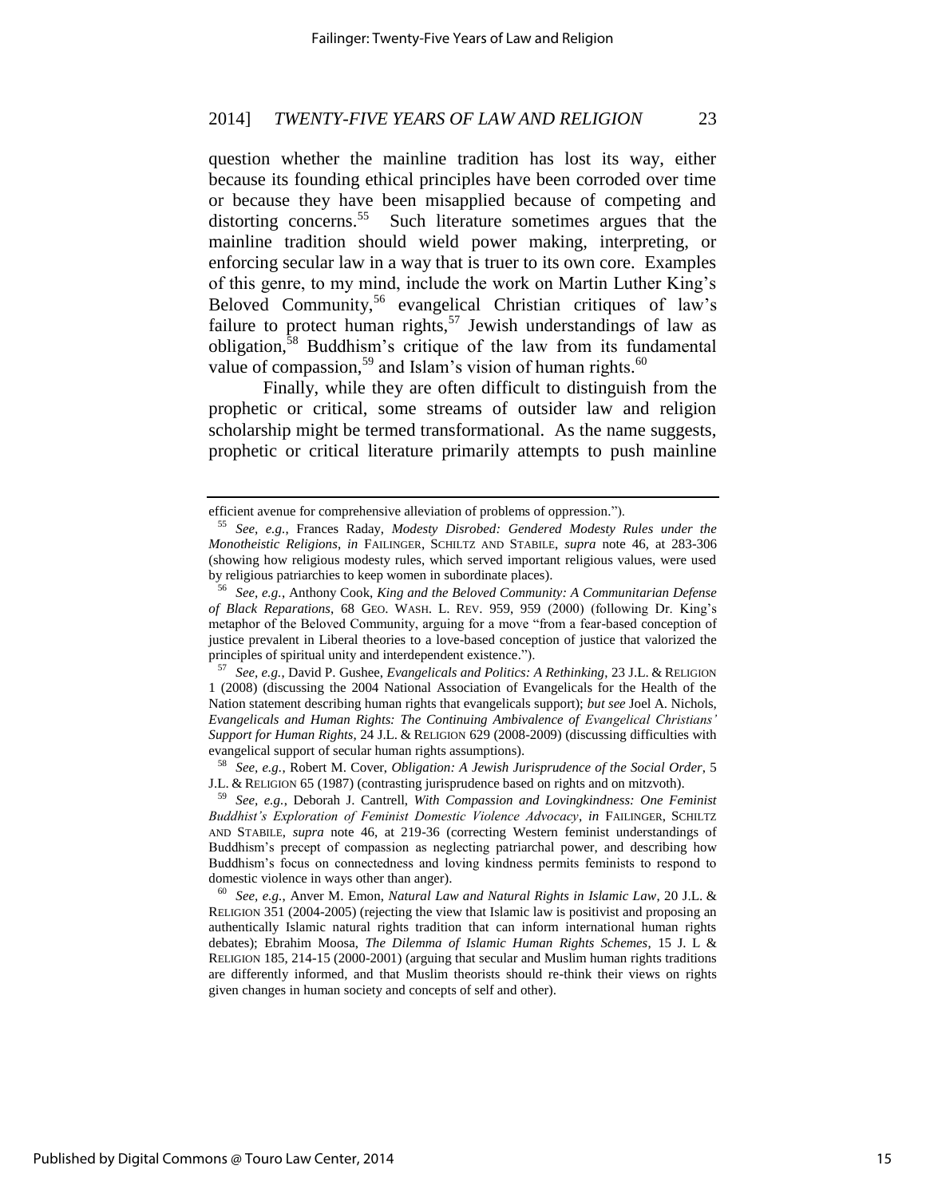question whether the mainline tradition has lost its way, either because its founding ethical principles have been corroded over time or because they have been misapplied because of competing and distorting concerns.[55] Such literature sometimes argues that the mainline tradition should wield power making, interpreting, or enforcing secular law in a way that is truer to its own core. Examples of this genre, to my mind, include the work on Martin Luther King's Beloved Community,[56] evangelical Christian critiques of law's failure to protect human rights,[57] Jewish understandings of law as obligation,[58] Buddhism's critique of the law from its fundamental value of compassion,[59] and Islam's vision of human rights.[60]

Finally, while they are often difficult to distinguish from the prophetic or critical, some streams of outsider law and religion scholarship might be termed transformational. As the name suggests, prophetic or critical literature primarily attempts to push mainline

---

efficient avenue for comprehensive alleviation of problems of oppression.").

[55] *See, e.g.*, Frances Raday, *Modesty Disrobed: Gendered Modesty Rules under the Monotheistic Religions*, *in* FAILINGER, SCHILTZ AND STABILE, *supra* note 46, at 283-306 (showing how religious modesty rules, which served important religious values, were used by religious patriarchies to keep women in subordinate places).

[56] *See, e.g.*, Anthony Cook, *King and the Beloved Community: A Communitarian Defense of Black Reparations*, 68 GEO. WASH. L. REV. 959, 959 (2000) (following Dr. King's metaphor of the Beloved Community, arguing for a move "from a fear-based conception of justice prevalent in Liberal theories to a love-based conception of justice that valorized the principles of spiritual unity and interdependent existence.").

[57] *See, e.g.*, David P. Gushee, *Evangelicals and Politics: A Rethinking*, 23 J.L. & RELIGION 1 (2008) (discussing the 2004 National Association of Evangelicals for the Health of the Nation statement describing human rights that evangelicals support); *but see* Joel A. Nichols, *Evangelicals and Human Rights: The Continuing Ambivalence of Evangelical Christians' Support for Human Rights*, 24 J.L. & RELIGION 629 (2008-2009) (discussing difficulties with evangelical support of secular human rights assumptions).

[58] *See, e.g.*, Robert M. Cover, *Obligation: A Jewish Jurisprudence of the Social Order*, 5 J.L. & RELIGION 65 (1987) (contrasting jurisprudence based on rights and on mitzvoth).

[59] *See, e.g.*, Deborah J. Cantrell, *With Compassion and Lovingkindness: One Feminist Buddhist's Exploration of Feminist Domestic Violence Advocacy*, *in* FAILINGER, SCHILTZ AND STABILE, *supra* note 46, at 219-36 (correcting Western feminist understandings of Buddhism's precept of compassion as neglecting patriarchal power, and describing how Buddhism's focus on connectedness and loving kindness permits feminists to respond to domestic violence in ways other than anger).

[60] *See, e.g.*, Anver M. Emon, *Natural Law and Natural Rights in Islamic Law*, 20 J.L. & RELIGION 351 (2004-2005) (rejecting the view that Islamic law is positivist and proposing an authentically Islamic natural rights tradition that can inform international human rights debates); Ebrahim Moosa, *The Dilemma of Islamic Human Rights Schemes*, 15 J. L & RELIGION 185, 214-15 (2000-2001) (arguing that secular and Muslim human rights traditions are differently informed, and that Muslim theorists should re-think their views on rights given changes in human society and concepts of self and other).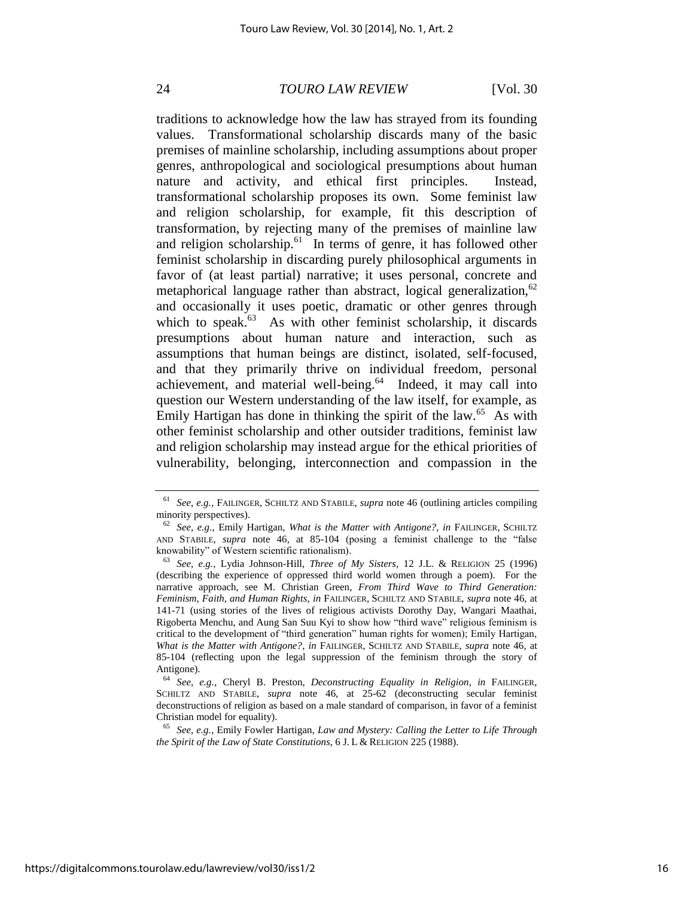traditions to acknowledge how the law has strayed from its founding values. Transformational scholarship discards many of the basic premises of mainline scholarship, including assumptions about proper genres, anthropological and sociological presumptions about human nature and activity, and ethical first principles. Instead, transformational scholarship proposes its own. Some feminist law and religion scholarship, for example, fit this description of transformation, by rejecting many of the premises of mainline law and religion scholarship.[61] In terms of genre, it has followed other feminist scholarship in discarding purely philosophical arguments in favor of (at least partial) narrative; it uses personal, concrete and metaphorical language rather than abstract, logical generalization,[62] and occasionally it uses poetic, dramatic or other genres through which to speak.[63] As with other feminist scholarship, it discards presumptions about human nature and interaction, such as assumptions that human beings are distinct, isolated, self-focused, and that they primarily thrive on individual freedom, personal achievement, and material well-being.[64] Indeed, it may call into question our Western understanding of the law itself, for example, as Emily Hartigan has done in thinking the spirit of the law.[65] As with other feminist scholarship and other outsider traditions, feminist law and religion scholarship may instead argue for the ethical priorities of vulnerability, belonging, interconnection and compassion in the

---

[61] *See, e.g.*, FAILINGER, SCHILTZ AND STABILE, *supra* note 46 (outlining articles compiling minority perspectives).

[62] *See, e.g.*, Emily Hartigan, *What is the Matter with Antigone?*, *in* FAILINGER, SCHILTZ AND STABILE, *supra* note 46, at 85-104 (posing a feminist challenge to the "false knowability" of Western scientific rationalism).

[63] *See, e.g.*, Lydia Johnson-Hill, *Three of My Sisters*, 12 J.L. & RELIGION 25 (1996) (describing the experience of oppressed third world women through a poem). For the narrative approach, see M. Christian Green, *From Third Wave to Third Generation: Feminism, Faith, and Human Rights*, *in* FAILINGER, SCHILTZ AND STABILE, *supra* note 46, at 141-71 (using stories of the lives of religious activists Dorothy Day, Wangari Maathai, Rigoberta Menchu, and Aung San Suu Kyi to show how "third wave" religious feminism is critical to the development of "third generation" human rights for women); Emily Hartigan, *What is the Matter with Antigone?*, *in* FAILINGER, SCHILTZ AND STABILE, *supra* note 46, at 85-104 (reflecting upon the legal suppression of the feminism through the story of Antigone).

[64] *See, e.g.*, Cheryl B. Preston, *Deconstructing Equality in Religion*, *in* FAILINGER, SCHILTZ AND STABILE, *supra* note 46, at 25-62 (deconstructing secular feminist deconstructions of religion as based on a male standard of comparison, in favor of a feminist Christian model for equality).

[65] *See, e.g.*, Emily Fowler Hartigan, *Law and Mystery: Calling the Letter to Life Through the Spirit of the Law of State Constitutions*, 6 J. L & RELIGION 225 (1988).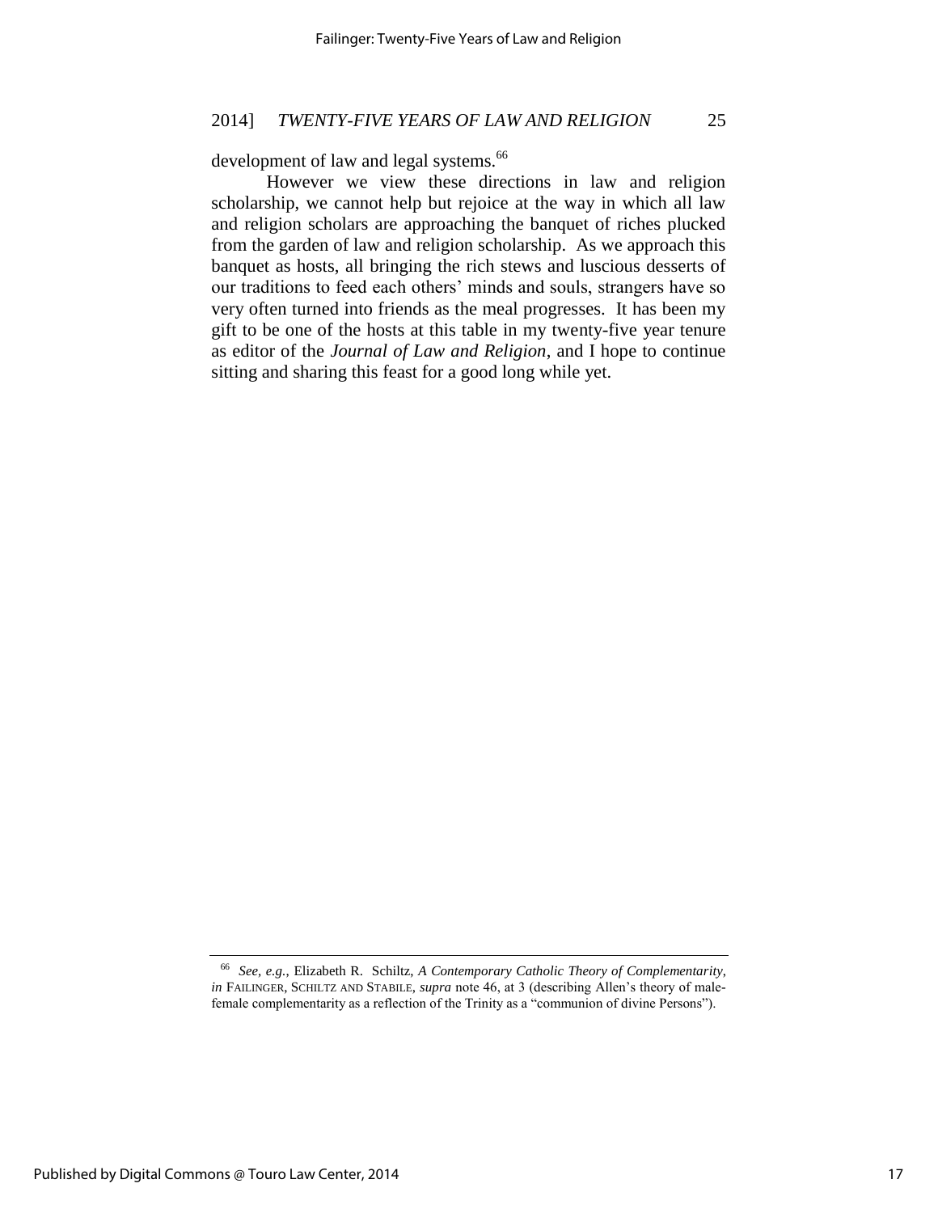development of law and legal systems.[66]

However we view these directions in law and religion scholarship, we cannot help but rejoice at the way in which all law and religion scholars are approaching the banquet of riches plucked from the garden of law and religion scholarship. As we approach this banquet as hosts, all bringing the rich stews and luscious desserts of our traditions to feed each others' minds and souls, strangers have so very often turned into friends as the meal progresses. It has been my gift to be one of the hosts at this table in my twenty-five year tenure as editor of the *Journal of Law and Religion*, and I hope to continue sitting and sharing this feast for a good long while yet.

---

[66] *See, e.g.*, Elizabeth R. Schiltz, *A Contemporary Catholic Theory of Complementarity*, *in* FAILINGER, SCHILTZ AND STABILE, *supra* note 46, at 3 (describing Allen's theory of male-female complementarity as a reflection of the Trinity as a "communion of divine Persons").